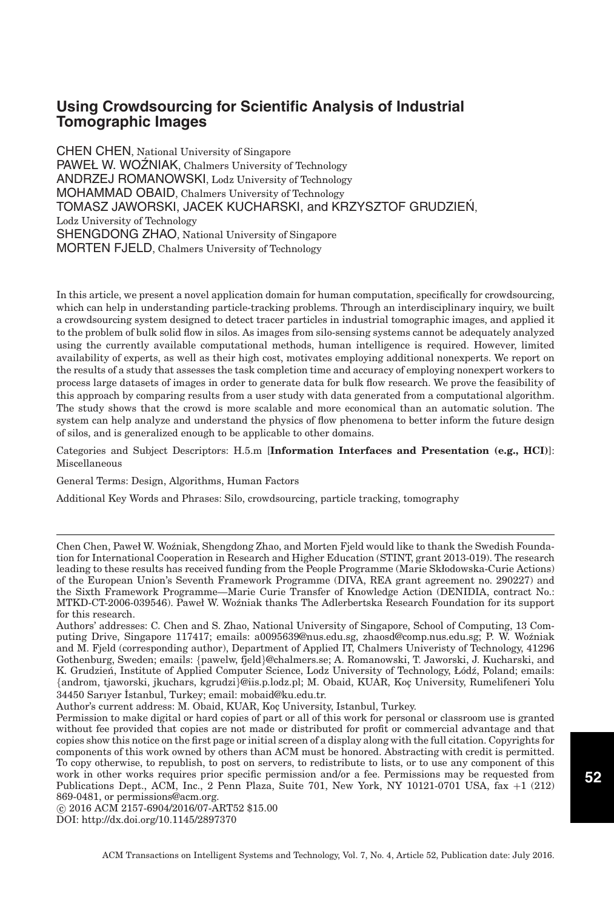# Using Crowdsourcing for Scientific Analysis of Industrial Tomographic Images

CHEN CHEN, National University of Singapore
PAWEŁ W. WOŹNIAK, Chalmers University of Technology
ANDRZEJ ROMANOWSKI, Lodz University of Technology
MOHAMMAD OBAID, Chalmers University of Technology
TOMASZ JAWORSKI, JACEK KUCHARSKI, and KRZYSZTOF GRUDZIEŃ, Lodz University of Technology
SHENGDONG ZHAO, National University of Singapore
MORTEN FJELD, Chalmers University of Technology

In this article, we present a novel application domain for human computation, specifically for crowdsourcing, which can help in understanding particle-tracking problems. Through an interdisciplinary inquiry, we built a crowdsourcing system designed to detect tracer particles in industrial tomographic images, and applied it to the problem of bulk solid flow in silos. As images from silo-sensing systems cannot be adequately analyzed using the currently available computational methods, human intelligence is required. However, limited availability of experts, as well as their high cost, motivates employing additional nonexperts. We report on the results of a study that assesses the task completion time and accuracy of employing nonexpert workers to process large datasets of images in order to generate data for bulk flow research. We prove the feasibility of this approach by comparing results from a user study with data generated from a computational algorithm. The study shows that the crowd is more scalable and more economical than an automatic solution. The system can help analyze and understand the physics of flow phenomena to better inform the future design of silos, and is generalized enough to be applicable to other domains.

Categories and Subject Descriptors: H.5.m [**Information Interfaces and Presentation (e.g., HCI)**]: Miscellaneous

General Terms: Design, Algorithms, Human Factors

Additional Key Words and Phrases: Silo, crowdsourcing, particle tracking, tomography

---

Chen Chen, Paweł W. Woźniak, Shengdong Zhao, and Morten Fjeld would like to thank the Swedish Foundation for International Cooperation in Research and Higher Education (STINT, grant 2013-019). The research leading to these results has received funding from the People Programme (Marie Skłodowska-Curie Actions) of the European Union's Seventh Framework Programme (DIVA, REA grant agreement no. 290227) and the Sixth Framework Programme—Marie Curie Transfer of Knowledge Action (DENIDIA, contract No.: MTKD-CT-2006-039546). Paweł W. Woźniak thanks The Adlerbertska Research Foundation for its support for this research.

Authors' addresses: C. Chen and S. Zhao, National University of Singapore, School of Computing, 13 Computing Drive, Singapore 117417; emails: a0095639@nus.edu.sg, zhaosd@comp.nus.edu.sg; P. W. Woźniak and M. Fjeld (corresponding author), Department of Applied IT, Chalmers Univeristy of Technology, 41296 Gothenburg, Sweden; emails: {pawelw, fjeld}@chalmers.se; A. Romanowski, T. Jaworski, J. Kucharski, and K. Grudzień, Institute of Applied Computer Science, Lodz University of Technology, Łódź, Poland; emails: {androm, tjaworski, jkuchars, kgrudzi}@iis.p.lodz.pl; M. Obaid, KUAR, Koç University, Rumelifeneri Yolu 34450 Sarıyer İstanbul, Turkey; email: mobaid@ku.edu.tr.

Author's current address: M. Obaid, KUAR, Koç University, Istanbul, Turkey.

Permission to make digital or hard copies of part or all of this work for personal or classroom use is granted without fee provided that copies are not made or distributed for profit or commercial advantage and that copies show this notice on the first page or initial screen of a display along with the full citation. Copyrights for components of this work owned by others than ACM must be honored. Abstracting with credit is permitted. To copy otherwise, to republish, to post on servers, to redistribute to lists, or to use any component of this work in other works requires prior specific permission and/or a fee. Permissions may be requested from Publications Dept., ACM, Inc., 2 Penn Plaza, Suite 701, New York, NY 10121-0701 USA, fax +1 (212) 869-0481, or permissions@acm.org.

© 2016 ACM 2157-6904/2016/07-ART52 $15.00

DOI: http://dx.doi.org/10.1145/2897370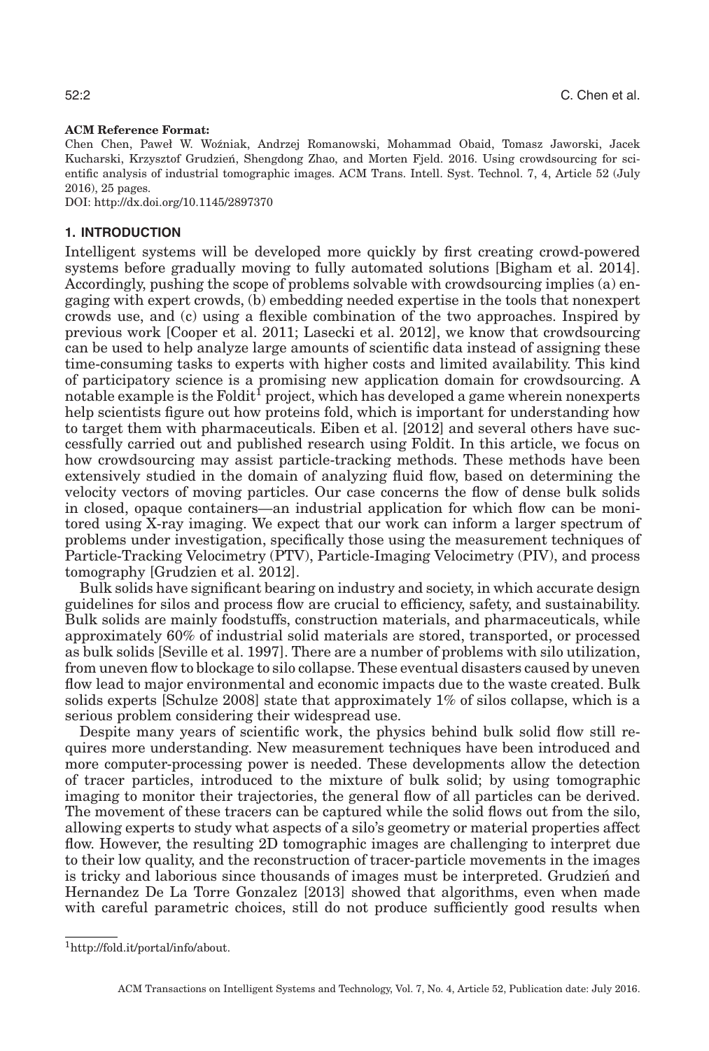**ACM Reference Format:**

Chen Chen, Paweł W. Woźniak, Andrzej Romanowski, Mohammad Obaid, Tomasz Jaworski, Jacek Kucharski, Krzysztof Grudzień, Shengdong Zhao, and Morten Fjeld. 2016. Using crowdsourcing for scientific analysis of industrial tomographic images. ACM Trans. Intell. Syst. Technol. 7, 4, Article 52 (July 2016), 25 pages.
DOI: http://dx.doi.org/10.1145/2897370

## 1. INTRODUCTION

Intelligent systems will be developed more quickly by first creating crowd-powered systems before gradually moving to fully automated solutions [Bigham et al. 2014]. Accordingly, pushing the scope of problems solvable with crowdsourcing implies (a) engaging with expert crowds, (b) embedding needed expertise in the tools that nonexpert crowds use, and (c) using a flexible combination of the two approaches. Inspired by previous work [Cooper et al. 2011; Lasecki et al. 2012], we know that crowdsourcing can be used to help analyze large amounts of scientific data instead of assigning these time-consuming tasks to experts with higher costs and limited availability. This kind of participatory science is a promising new application domain for crowdsourcing. A notable example is the Foldit[1] project, which has developed a game wherein nonexperts help scientists figure out how proteins fold, which is important for understanding how to target them with pharmaceuticals. Eiben et al. [2012] and several others have successfully carried out and published research using Foldit. In this article, we focus on how crowdsourcing may assist particle-tracking methods. These methods have been extensively studied in the domain of analyzing fluid flow, based on determining the velocity vectors of moving particles. Our case concerns the flow of dense bulk solids in closed, opaque containers—an industrial application for which flow can be monitored using X-ray imaging. We expect that our work can inform a larger spectrum of problems under investigation, specifically those using the measurement techniques of Particle-Tracking Velocimetry (PTV), Particle-Imaging Velocimetry (PIV), and process tomography [Grudzien et al. 2012].

Bulk solids have significant bearing on industry and society, in which accurate design guidelines for silos and process flow are crucial to efficiency, safety, and sustainability. Bulk solids are mainly foodstuffs, construction materials, and pharmaceuticals, while approximately 60% of industrial solid materials are stored, transported, or processed as bulk solids [Seville et al. 1997]. There are a number of problems with silo utilization, from uneven flow to blockage to silo collapse. These eventual disasters caused by uneven flow lead to major environmental and economic impacts due to the waste created. Bulk solids experts [Schulze 2008] state that approximately 1% of silos collapse, which is a serious problem considering their widespread use.

Despite many years of scientific work, the physics behind bulk solid flow still requires more understanding. New measurement techniques have been introduced and more computer-processing power is needed. These developments allow the detection of tracer particles, introduced to the mixture of bulk solid; by using tomographic imaging to monitor their trajectories, the general flow of all particles can be derived. The movement of these tracers can be captured while the solid flows out from the silo, allowing experts to study what aspects of a silo's geometry or material properties affect flow. However, the resulting 2D tomographic images are challenging to interpret due to their low quality, and the reconstruction of tracer-particle movements in the images is tricky and laborious since thousands of images must be interpreted. Grudzień and Hernandez De La Torre Gonzalez [2013] showed that algorithms, even when made with careful parametric choices, still do not produce sufficiently good results when

[1] http://fold.it/portal/info/about.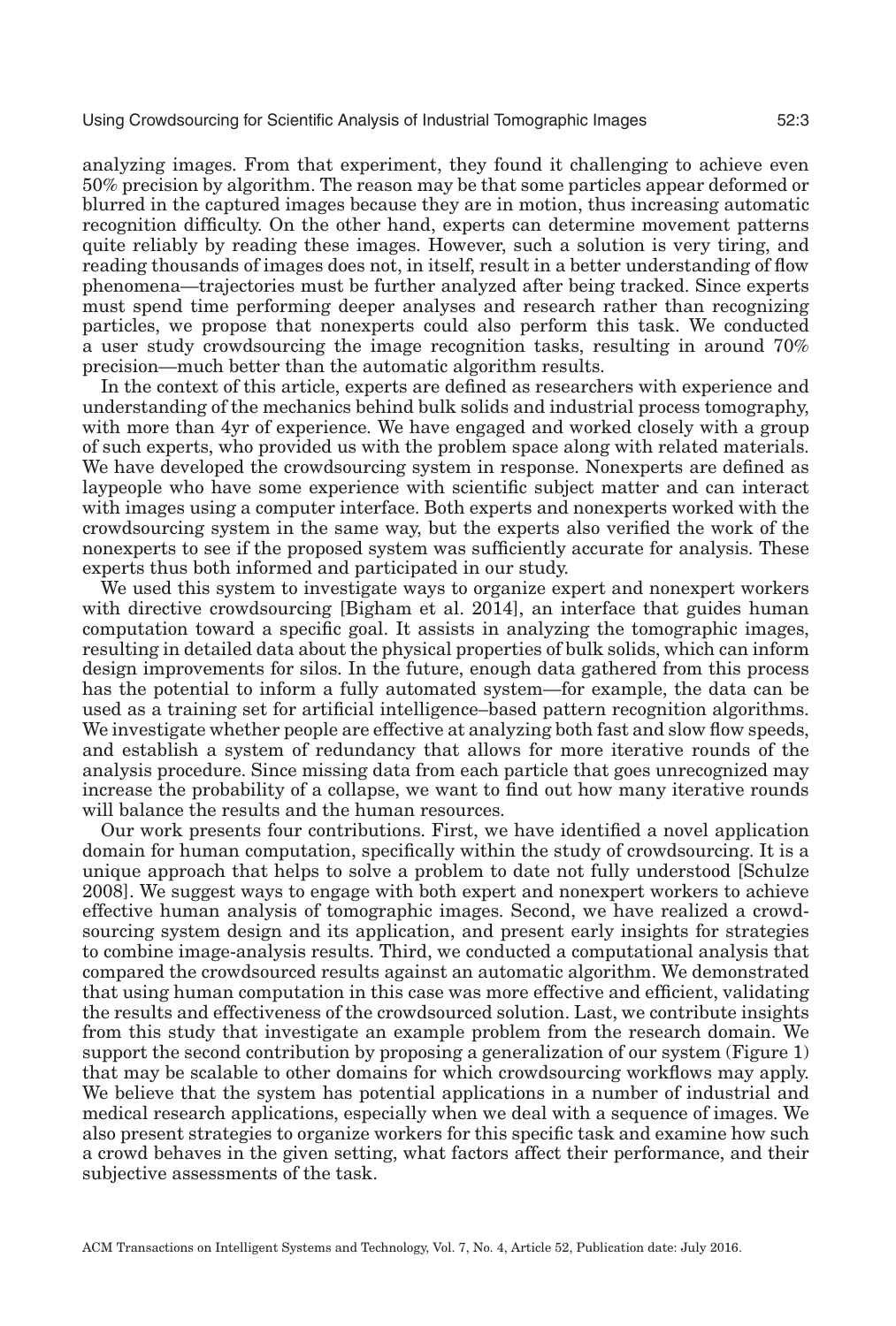analyzing images. From that experiment, they found it challenging to achieve even 50% precision by algorithm. The reason may be that some particles appear deformed or blurred in the captured images because they are in motion, thus increasing automatic recognition difficulty. On the other hand, experts can determine movement patterns quite reliably by reading these images. However, such a solution is very tiring, and reading thousands of images does not, in itself, result in a better understanding of flow phenomena—trajectories must be further analyzed after being tracked. Since experts must spend time performing deeper analyses and research rather than recognizing particles, we propose that nonexperts could also perform this task. We conducted a user study crowdsourcing the image recognition tasks, resulting in around 70% precision—much better than the automatic algorithm results.

In the context of this article, experts are defined as researchers with experience and understanding of the mechanics behind bulk solids and industrial process tomography, with more than 4yr of experience. We have engaged and worked closely with a group of such experts, who provided us with the problem space along with related materials. We have developed the crowdsourcing system in response. Nonexperts are defined as laypeople who have some experience with scientific subject matter and can interact with images using a computer interface. Both experts and nonexperts worked with the crowdsourcing system in the same way, but the experts also verified the work of the nonexperts to see if the proposed system was sufficiently accurate for analysis. These experts thus both informed and participated in our study.

We used this system to investigate ways to organize expert and nonexpert workers with directive crowdsourcing [Bigham et al. 2014], an interface that guides human computation toward a specific goal. It assists in analyzing the tomographic images, resulting in detailed data about the physical properties of bulk solids, which can inform design improvements for silos. In the future, enough data gathered from this process has the potential to inform a fully automated system—for example, the data can be used as a training set for artificial intelligence–based pattern recognition algorithms. We investigate whether people are effective at analyzing both fast and slow flow speeds, and establish a system of redundancy that allows for more iterative rounds of the analysis procedure. Since missing data from each particle that goes unrecognized may increase the probability of a collapse, we want to find out how many iterative rounds will balance the results and the human resources.

Our work presents four contributions. First, we have identified a novel application domain for human computation, specifically within the study of crowdsourcing. It is a unique approach that helps to solve a problem to date not fully understood [Schulze 2008]. We suggest ways to engage with both expert and nonexpert workers to achieve effective human analysis of tomographic images. Second, we have realized a crowdsourcing system design and its application, and present early insights for strategies to combine image-analysis results. Third, we conducted a computational analysis that compared the crowdsourced results against an automatic algorithm. We demonstrated that using human computation in this case was more effective and efficient, validating the results and effectiveness of the crowdsourced solution. Last, we contribute insights from this study that investigate an example problem from the research domain. We support the second contribution by proposing a generalization of our system (Figure 1) that may be scalable to other domains for which crowdsourcing workflows may apply. We believe that the system has potential applications in a number of industrial and medical research applications, especially when we deal with a sequence of images. We also present strategies to organize workers for this specific task and examine how such a crowd behaves in the given setting, what factors affect their performance, and their subjective assessments of the task.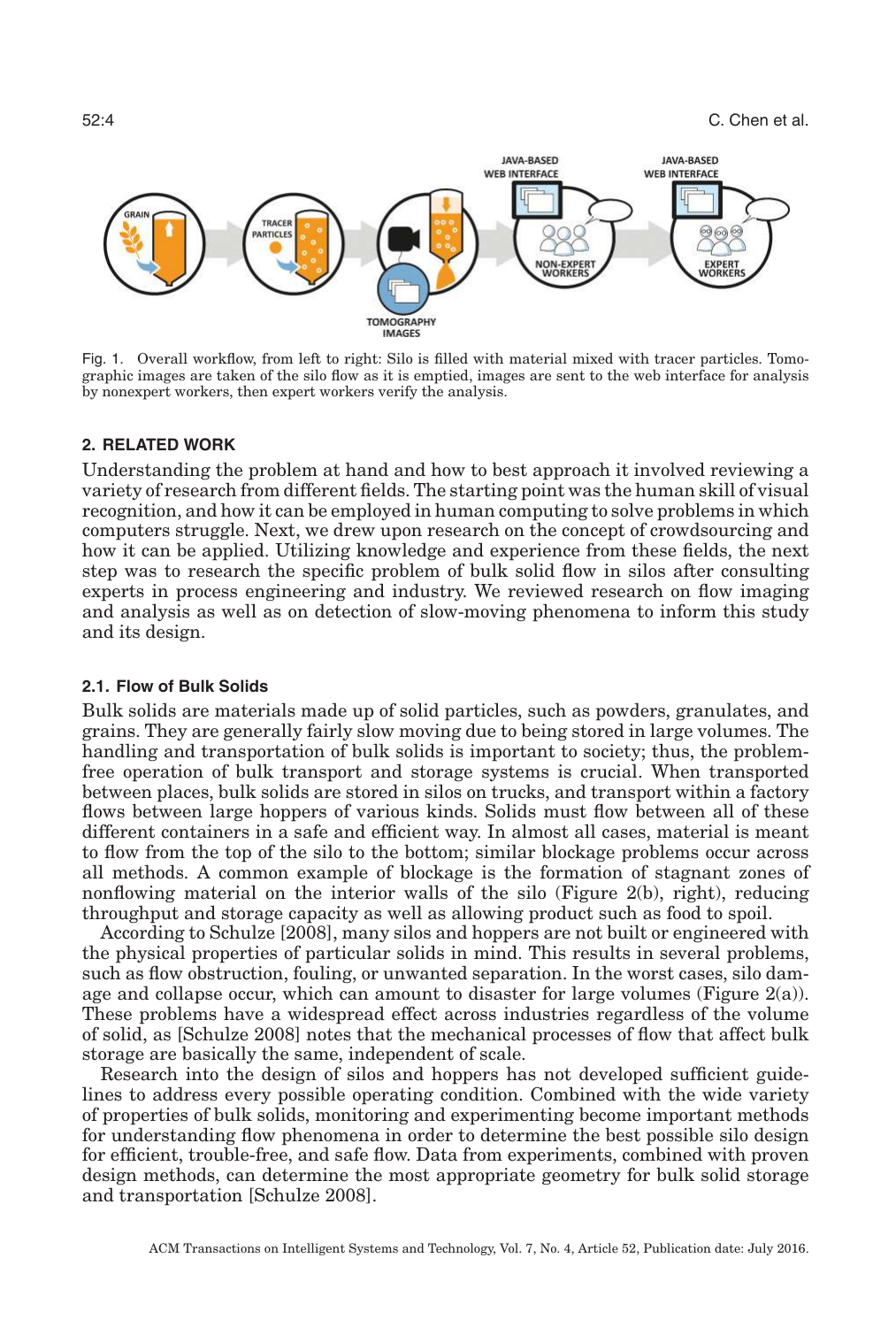JAVA-BASED WEB INTERFACE

JAVA-BASED WEB INTERFACE

GRAIN

TRACER PARTICLES

TOMOGRAPHY IMAGES

NON-EXPERT WORKERS

EXPERT WORKERS

Fig. 1. Overall workflow, from left to right: Silo is filled with material mixed with tracer particles. Tomographic images are taken of the silo flow as it is emptied, images are sent to the web interface for analysis by nonexpert workers, then expert workers verify the analysis.

## 2. RELATED WORK

Understanding the problem at hand and how to best approach it involved reviewing a variety of research from different fields. The starting point was the human skill of visual recognition, and how it can be employed in human computing to solve problems in which computers struggle. Next, we drew upon research on the concept of crowdsourcing and how it can be applied. Utilizing knowledge and experience from these fields, the next step was to research the specific problem of bulk solid flow in silos after consulting experts in process engineering and industry. We reviewed research on flow imaging and analysis as well as on detection of slow-moving phenomena to inform this study and its design.

### 2.1. Flow of Bulk Solids

Bulk solids are materials made up of solid particles, such as powders, granulates, and grains. They are generally fairly slow moving due to being stored in large volumes. The handling and transportation of bulk solids is important to society; thus, the problem-free operation of bulk transport and storage systems is crucial. When transported between places, bulk solids are stored in silos on trucks, and transport within a factory flows between large hoppers of various kinds. Solids must flow between all of these different containers in a safe and efficient way. In almost all cases, material is meant to flow from the top of the silo to the bottom; similar blockage problems occur across all methods. A common example of blockage is the formation of stagnant zones of nonflowing material on the interior walls of the silo (Figure 2(b), right), reducing throughput and storage capacity as well as allowing product such as food to spoil.

According to Schulze [2008], many silos and hoppers are not built or engineered with the physical properties of particular solids in mind. This results in several problems, such as flow obstruction, fouling, or unwanted separation. In the worst cases, silo damage and collapse occur, which can amount to disaster for large volumes (Figure 2(a)). These problems have a widespread effect across industries regardless of the volume of solid, as [Schulze 2008] notes that the mechanical processes of flow that affect bulk storage are basically the same, independent of scale.

Research into the design of silos and hoppers has not developed sufficient guidelines to address every possible operating condition. Combined with the wide variety of properties of bulk solids, monitoring and experimenting become important methods for understanding flow phenomena in order to determine the best possible silo design for efficient, trouble-free, and safe flow. Data from experiments, combined with proven design methods, can determine the most appropriate geometry for bulk solid storage and transportation [Schulze 2008].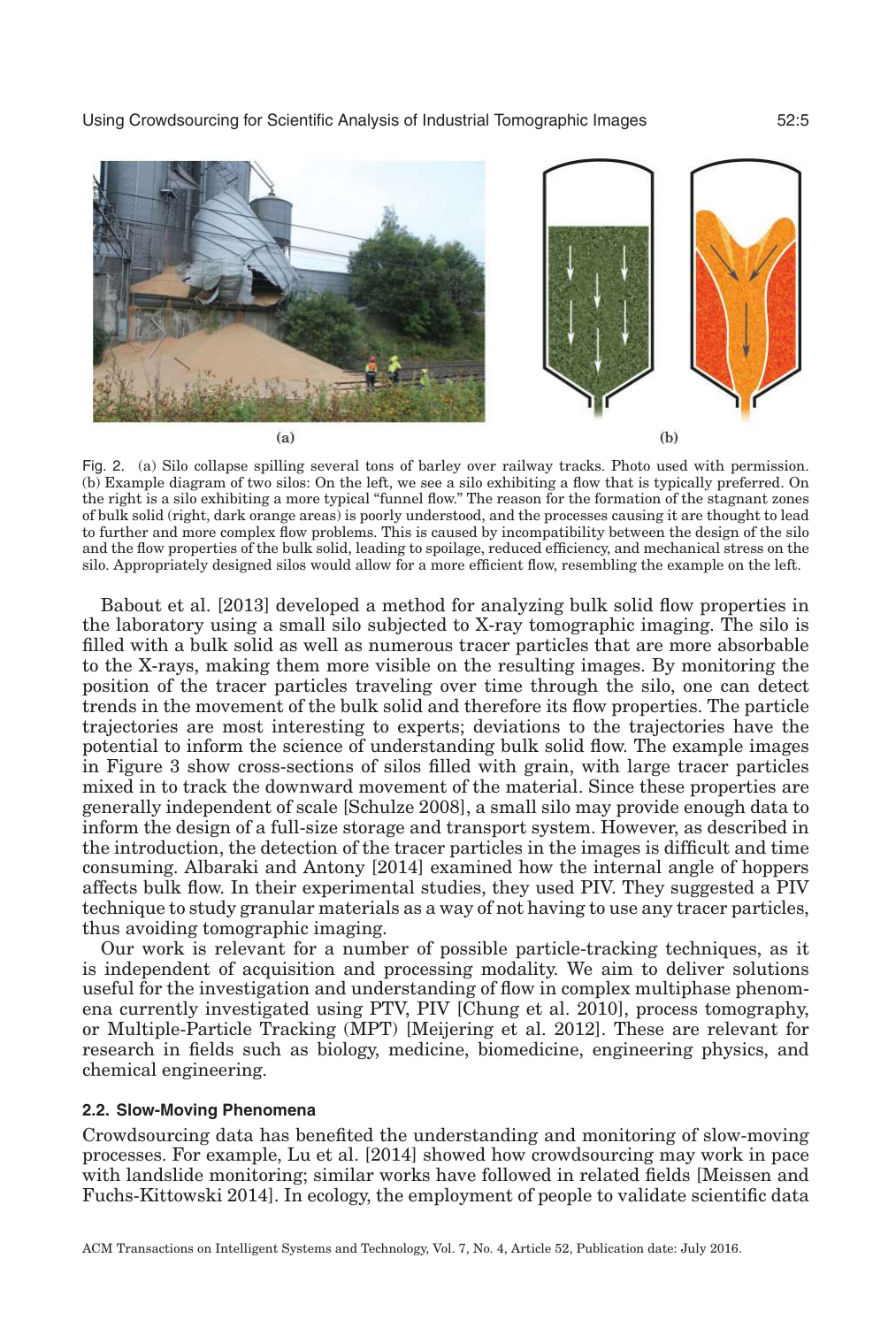(a)

(b)

Fig. 2. (a) Silo collapse spilling several tons of barley over railway tracks. Photo used with permission. (b) Example diagram of two silos: On the left, we see a silo exhibiting a flow that is typically preferred. On the right is a silo exhibiting a more typical "funnel flow." The reason for the formation of the stagnant zones of bulk solid (right, dark orange areas) is poorly understood, and the processes causing it are thought to lead to further and more complex flow problems. This is caused by incompatibility between the design of the silo and the flow properties of the bulk solid, leading to spoilage, reduced efficiency, and mechanical stress on the silo. Appropriately designed silos would allow for a more efficient flow, resembling the example on the left.

Babout et al. [2013] developed a method for analyzing bulk solid flow properties in the laboratory using a small silo subjected to X-ray tomographic imaging. The silo is filled with a bulk solid as well as numerous tracer particles that are more absorbable to the X-rays, making them more visible on the resulting images. By monitoring the position of the tracer particles traveling over time through the silo, one can detect trends in the movement of the bulk solid and therefore its flow properties. The particle trajectories are most interesting to experts; deviations to the trajectories have the potential to inform the science of understanding bulk solid flow. The example images in Figure 3 show cross-sections of silos filled with grain, with large tracer particles mixed in to track the downward movement of the material. Since these properties are generally independent of scale [Schulze 2008], a small silo may provide enough data to inform the design of a full-size storage and transport system. However, as described in the introduction, the detection of the tracer particles in the images is difficult and time consuming. Albaraki and Antony [2014] examined how the internal angle of hoppers affects bulk flow. In their experimental studies, they used PIV. They suggested a PIV technique to study granular materials as a way of not having to use any tracer particles, thus avoiding tomographic imaging.

Our work is relevant for a number of possible particle-tracking techniques, as it is independent of acquisition and processing modality. We aim to deliver solutions useful for the investigation and understanding of flow in complex multiphase phenomena currently investigated using PTV, PIV [Chung et al. 2010], process tomography, or Multiple-Particle Tracking (MPT) [Meijering et al. 2012]. These are relevant for research in fields such as biology, medicine, biomedicine, engineering physics, and chemical engineering.

### 2.2. Slow-Moving Phenomena

Crowdsourcing data has benefited the understanding and monitoring of slow-moving processes. For example, Lu et al. [2014] showed how crowdsourcing may work in pace with landslide monitoring; similar works have followed in related fields [Meissen and Fuchs-Kittowski 2014]. In ecology, the employment of people to validate scientific data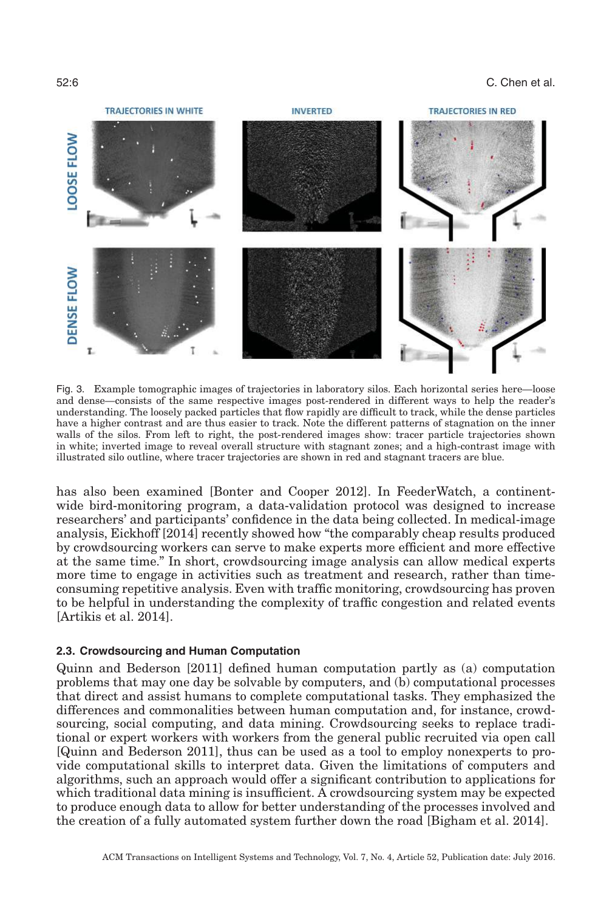Fig. 3. Example tomographic images of trajectories in laboratory silos. Each horizontal series here—loose and dense—consists of the same respective images post-rendered in different ways to help the reader's understanding. The loosely packed particles that flow rapidly are difficult to track, while the dense particles have a higher contrast and are thus easier to track. Note the different patterns of stagnation on the inner walls of the silos. From left to right, the post-rendered images show: tracer particle trajectories shown in white; inverted image to reveal overall structure with stagnant zones; and a high-contrast image with illustrated silo outline, where tracer trajectories are shown in red and stagnant tracers are blue.

has also been examined [Bonter and Cooper 2012]. In FeederWatch, a continent-wide bird-monitoring program, a data-validation protocol was designed to increase researchers' and participants' confidence in the data being collected. In medical-image analysis, Eickhoff [2014] recently showed how "the comparably cheap results produced by crowdsourcing workers can serve to make experts more efficient and more effective at the same time." In short, crowdsourcing image analysis can allow medical experts more time to engage in activities such as treatment and research, rather than time-consuming repetitive analysis. Even with traffic monitoring, crowdsourcing has proven to be helpful in understanding the complexity of traffic congestion and related events [Artikis et al. 2014].

### 2.3. Crowdsourcing and Human Computation

Quinn and Bederson [2011] defined human computation partly as (a) computation problems that may one day be solvable by computers, and (b) computational processes that direct and assist humans to complete computational tasks. They emphasized the differences and commonalities between human computation and, for instance, crowdsourcing, social computing, and data mining. Crowdsourcing seeks to replace traditional or expert workers with workers from the general public recruited via open call [Quinn and Bederson 2011], thus can be used as a tool to employ nonexperts to provide computational skills to interpret data. Given the limitations of computers and algorithms, such an approach would offer a significant contribution to applications for which traditional data mining is insufficient. A crowdsourcing system may be expected to produce enough data to allow for better understanding of the processes involved and the creation of a fully automated system further down the road [Bigham et al. 2014].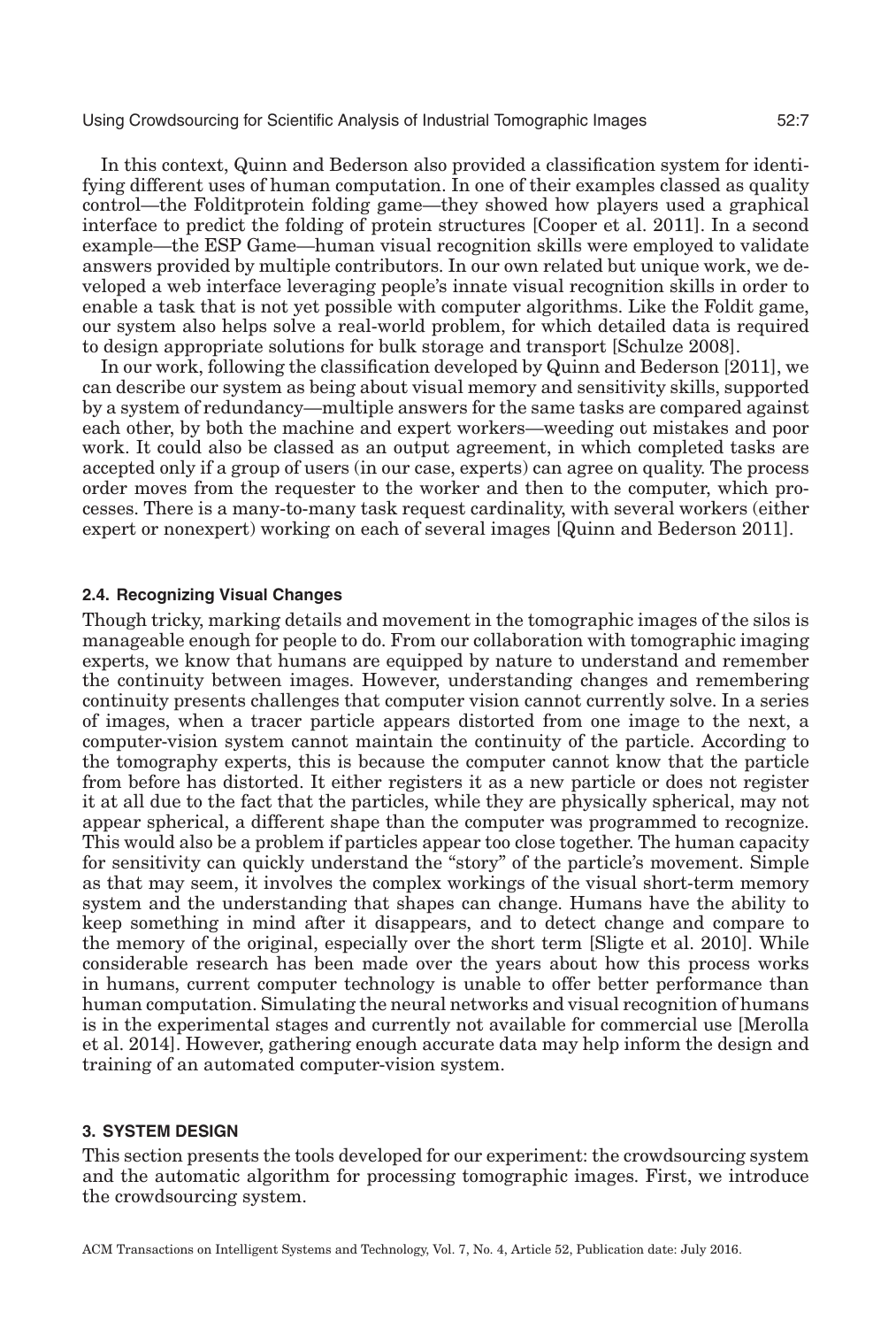In this context, Quinn and Bederson also provided a classification system for identifying different uses of human computation. In one of their examples classed as quality control—the Folditprotein folding game—they showed how players used a graphical interface to predict the folding of protein structures [Cooper et al. 2011]. In a second example—the ESP Game—human visual recognition skills were employed to validate answers provided by multiple contributors. In our own related but unique work, we developed a web interface leveraging people's innate visual recognition skills in order to enable a task that is not yet possible with computer algorithms. Like the Foldit game, our system also helps solve a real-world problem, for which detailed data is required to design appropriate solutions for bulk storage and transport [Schulze 2008].

In our work, following the classification developed by Quinn and Bederson [2011], we can describe our system as being about visual memory and sensitivity skills, supported by a system of redundancy—multiple answers for the same tasks are compared against each other, by both the machine and expert workers—weeding out mistakes and poor work. It could also be classed as an output agreement, in which completed tasks are accepted only if a group of users (in our case, experts) can agree on quality. The process order moves from the requester to the worker and then to the computer, which processes. There is a many-to-many task request cardinality, with several workers (either expert or nonexpert) working on each of several images [Quinn and Bederson 2011].

### 2.4. Recognizing Visual Changes

Though tricky, marking details and movement in the tomographic images of the silos is manageable enough for people to do. From our collaboration with tomographic imaging experts, we know that humans are equipped by nature to understand and remember the continuity between images. However, understanding changes and remembering continuity presents challenges that computer vision cannot currently solve. In a series of images, when a tracer particle appears distorted from one image to the next, a computer-vision system cannot maintain the continuity of the particle. According to the tomography experts, this is because the computer cannot know that the particle from before has distorted. It either registers it as a new particle or does not register it at all due to the fact that the particles, while they are physically spherical, may not appear spherical, a different shape than the computer was programmed to recognize. This would also be a problem if particles appear too close together. The human capacity for sensitivity can quickly understand the "story" of the particle's movement. Simple as that may seem, it involves the complex workings of the visual short-term memory system and the understanding that shapes can change. Humans have the ability to keep something in mind after it disappears, and to detect change and compare to the memory of the original, especially over the short term [Sligte et al. 2010]. While considerable research has been made over the years about how this process works in humans, current computer technology is unable to offer better performance than human computation. Simulating the neural networks and visual recognition of humans is in the experimental stages and currently not available for commercial use [Merolla et al. 2014]. However, gathering enough accurate data may help inform the design and training of an automated computer-vision system.

## 3. SYSTEM DESIGN

This section presents the tools developed for our experiment: the crowdsourcing system and the automatic algorithm for processing tomographic images. First, we introduce the crowdsourcing system.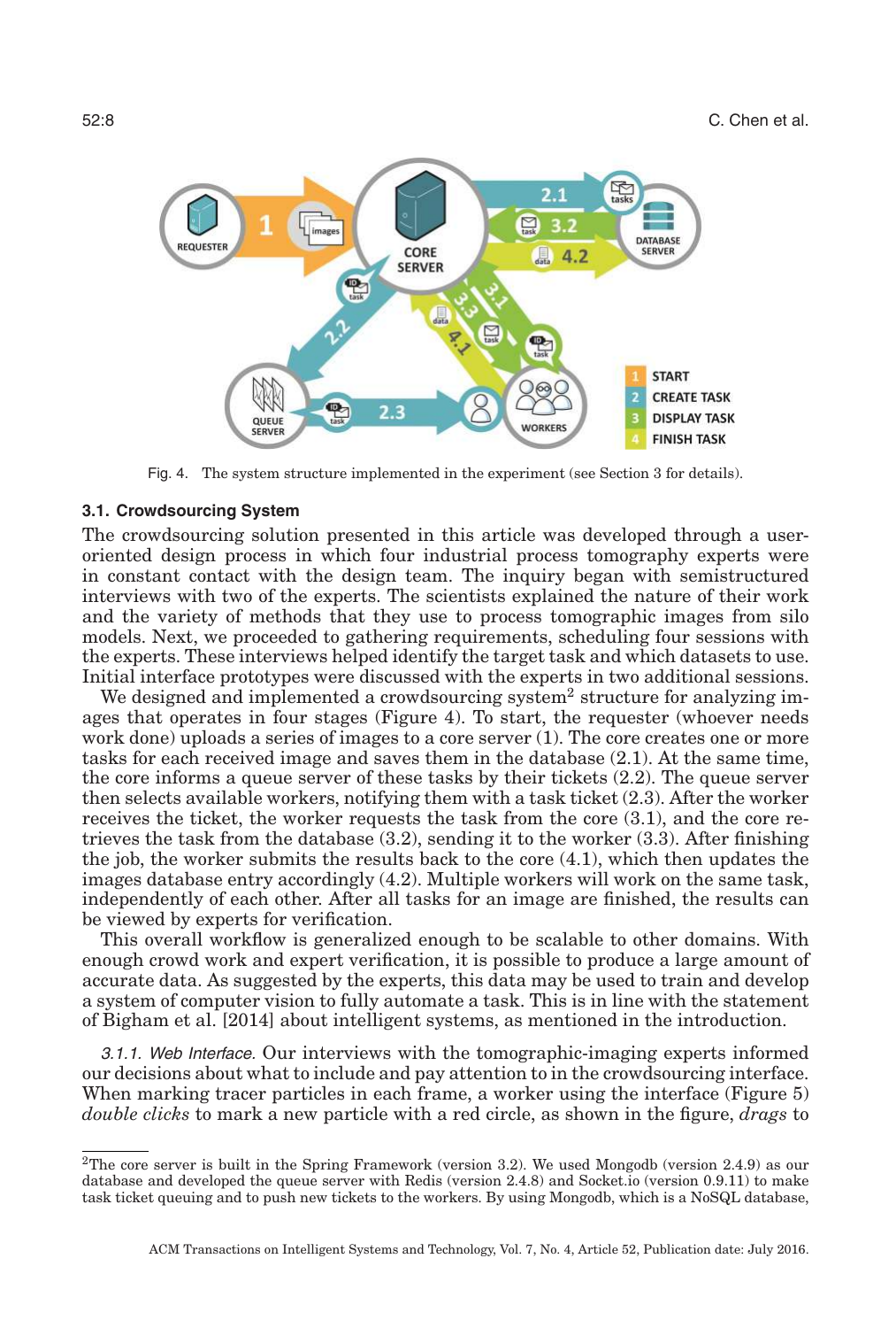Fig. 4. The system structure implemented in the experiment (see Section 3 for details).

### 3.1. Crowdsourcing System

The crowdsourcing solution presented in this article was developed through a user-oriented design process in which four industrial process tomography experts were in constant contact with the design team. The inquiry began with semistructured interviews with two of the experts. The scientists explained the nature of their work and the variety of methods that they use to process tomographic images from silo models. Next, we proceeded to gathering requirements, scheduling four sessions with the experts. These interviews helped identify the target task and which datasets to use. Initial interface prototypes were discussed with the experts in two additional sessions.

We designed and implemented a crowdsourcing system[2] structure for analyzing images that operates in four stages (Figure 4). To start, the requester (whoever needs work done) uploads a series of images to a core server (1). The core creates one or more tasks for each received image and saves them in the database (2.1). At the same time, the core informs a queue server of these tasks by their tickets (2.2). The queue server then selects available workers, notifying them with a task ticket (2.3). After the worker receives the ticket, the worker requests the task from the core (3.1), and the core retrieves the task from the database (3.2), sending it to the worker (3.3). After finishing the job, the worker submits the results back to the core (4.1), which then updates the images database entry accordingly (4.2). Multiple workers will work on the same task, independently of each other. After all tasks for an image are finished, the results can be viewed by experts for verification.

This overall workflow is generalized enough to be scalable to other domains. With enough crowd work and expert verification, it is possible to produce a large amount of accurate data. As suggested by the experts, this data may be used to train and develop a system of computer vision to fully automate a task. This is in line with the statement of Bigham et al. [2014] about intelligent systems, as mentioned in the introduction.

*3.1.1. Web Interface.* Our interviews with the tomographic-imaging experts informed our decisions about what to include and pay attention to in the crowdsourcing interface. When marking tracer particles in each frame, a worker using the interface (Figure 5) *double clicks* to mark a new particle with a red circle, as shown in the figure, *drags* to

[2]The core server is built in the Spring Framework (version 3.2). We used Mongodb (version 2.4.9) as our database and developed the queue server with Redis (version 2.4.8) and Socket.io (version 0.9.11) to make task ticket queuing and to push new tickets to the workers. By using Mongodb, which is a NoSQL database,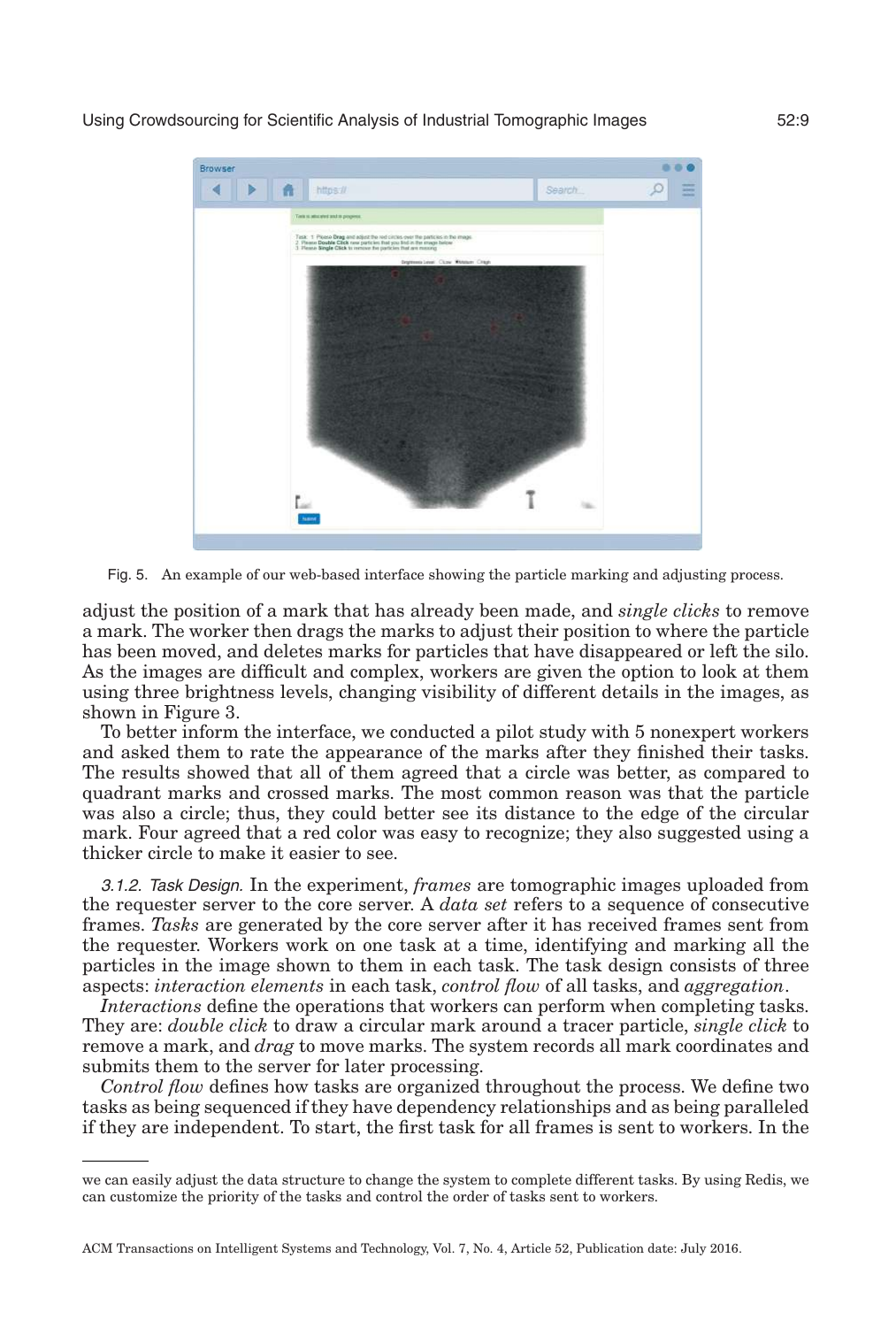Fig. 5. An example of our web-based interface showing the particle marking and adjusting process.

adjust the position of a mark that has already been made, and *single clicks* to remove a mark. The worker then drags the marks to adjust their position to where the particle has been moved, and deletes marks for particles that have disappeared or left the silo. As the images are difficult and complex, workers are given the option to look at them using three brightness levels, changing visibility of different details in the images, as shown in Figure 3.

To better inform the interface, we conducted a pilot study with 5 nonexpert workers and asked them to rate the appearance of the marks after they finished their tasks. The results showed that all of them agreed that a circle was better, as compared to quadrant marks and crossed marks. The most common reason was that the particle was also a circle; thus, they could better see its distance to the edge of the circular mark. Four agreed that a red color was easy to recognize; they also suggested using a thicker circle to make it easier to see.

*3.1.2. Task Design.* In the experiment, *frames* are tomographic images uploaded from the requester server to the core server. A *data set* refers to a sequence of consecutive frames. *Tasks* are generated by the core server after it has received frames sent from the requester. Workers work on one task at a time, identifying and marking all the particles in the image shown to them in each task. The task design consists of three aspects: *interaction elements* in each task, *control flow* of all tasks, and *aggregation*.

*Interactions* define the operations that workers can perform when completing tasks. They are: *double click* to draw a circular mark around a tracer particle, *single click* to remove a mark, and *drag* to move marks. The system records all mark coordinates and submits them to the server for later processing.

*Control flow* defines how tasks are organized throughout the process. We define two tasks as being sequenced if they have dependency relationships and as being paralleled if they are independent. To start, the first task for all frames is sent to workers. In the

---

we can easily adjust the data structure to change the system to complete different tasks. By using Redis, we can customize the priority of the tasks and control the order of tasks sent to workers.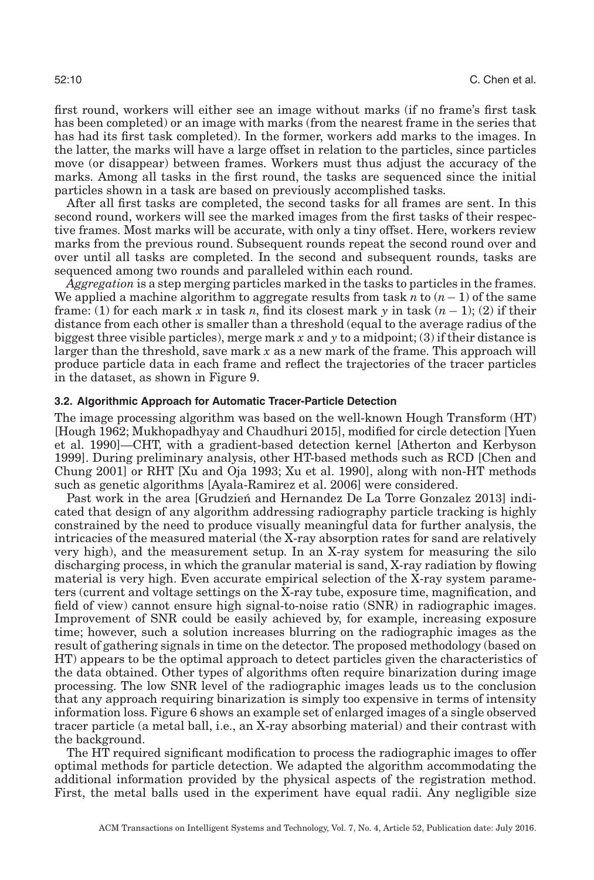first round, workers will either see an image without marks (if no frame's first task has been completed) or an image with marks (from the nearest frame in the series that has had its first task completed). In the former, workers add marks to the images. In the latter, the marks will have a large offset in relation to the particles, since particles move (or disappear) between frames. Workers must thus adjust the accuracy of the marks. Among all tasks in the first round, the tasks are sequenced since the initial particles shown in a task are based on previously accomplished tasks.

After all first tasks are completed, the second tasks for all frames are sent. In this second round, workers will see the marked images from the first tasks of their respective frames. Most marks will be accurate, with only a tiny offset. Here, workers review marks from the previous round. Subsequent rounds repeat the second round over and over until all tasks are completed. In the second and subsequent rounds, tasks are sequenced among two rounds and paralleled within each round.

*Aggregation* is a step merging particles marked in the tasks to particles in the frames. We applied a machine algorithm to aggregate results from task $n$ to $(n-1)$ of the same frame: (1) for each mark $x$ in task $n$, find its closest mark $y$ in task $(n-1)$; (2) if their distance from each other is smaller than a threshold (equal to the average radius of the biggest three visible particles), merge mark $x$ and $y$ to a midpoint; (3) if their distance is larger than the threshold, save mark $x$ as a new mark of the frame. This approach will produce particle data in each frame and reflect the trajectories of the tracer particles in the dataset, as shown in Figure 9.

### 3.2. Algorithmic Approach for Automatic Tracer-Particle Detection

The image processing algorithm was based on the well-known Hough Transform (HT) [Hough 1962; Mukhopadhyay and Chaudhuri 2015], modified for circle detection [Yuen et al. 1990]—CHT, with a gradient-based detection kernel [Atherton and Kerbyson 1999]. During preliminary analysis, other HT-based methods such as RCD [Chen and Chung 2001] or RHT [Xu and Oja 1993; Xu et al. 1990], along with non-HT methods such as genetic algorithms [Ayala-Ramirez et al. 2006] were considered.

Past work in the area [Grudzień and Hernandez De La Torre Gonzalez 2013] indicated that design of any algorithm addressing radiography particle tracking is highly constrained by the need to produce visually meaningful data for further analysis, the intricacies of the measured material (the X-ray absorption rates for sand are relatively very high), and the measurement setup. In an X-ray system for measuring the silo discharging process, in which the granular material is sand, X-ray radiation by flowing material is very high. Even accurate empirical selection of the X-ray system parameters (current and voltage settings on the X-ray tube, exposure time, magnification, and field of view) cannot ensure high signal-to-noise ratio (SNR) in radiographic images. Improvement of SNR could be easily achieved by, for example, increasing exposure time; however, such a solution increases blurring on the radiographic images as the result of gathering signals in time on the detector. The proposed methodology (based on HT) appears to be the optimal approach to detect particles given the characteristics of the data obtained. Other types of algorithms often require binarization during image processing. The low SNR level of the radiographic images leads us to the conclusion that any approach requiring binarization is simply too expensive in terms of intensity information loss. Figure 6 shows an example set of enlarged images of a single observed tracer particle (a metal ball, i.e., an X-ray absorbing material) and their contrast with the background.

The HT required significant modification to process the radiographic images to offer optimal methods for particle detection. We adapted the algorithm accommodating the additional information provided by the physical aspects of the registration method. First, the metal balls used in the experiment have equal radii. Any negligible size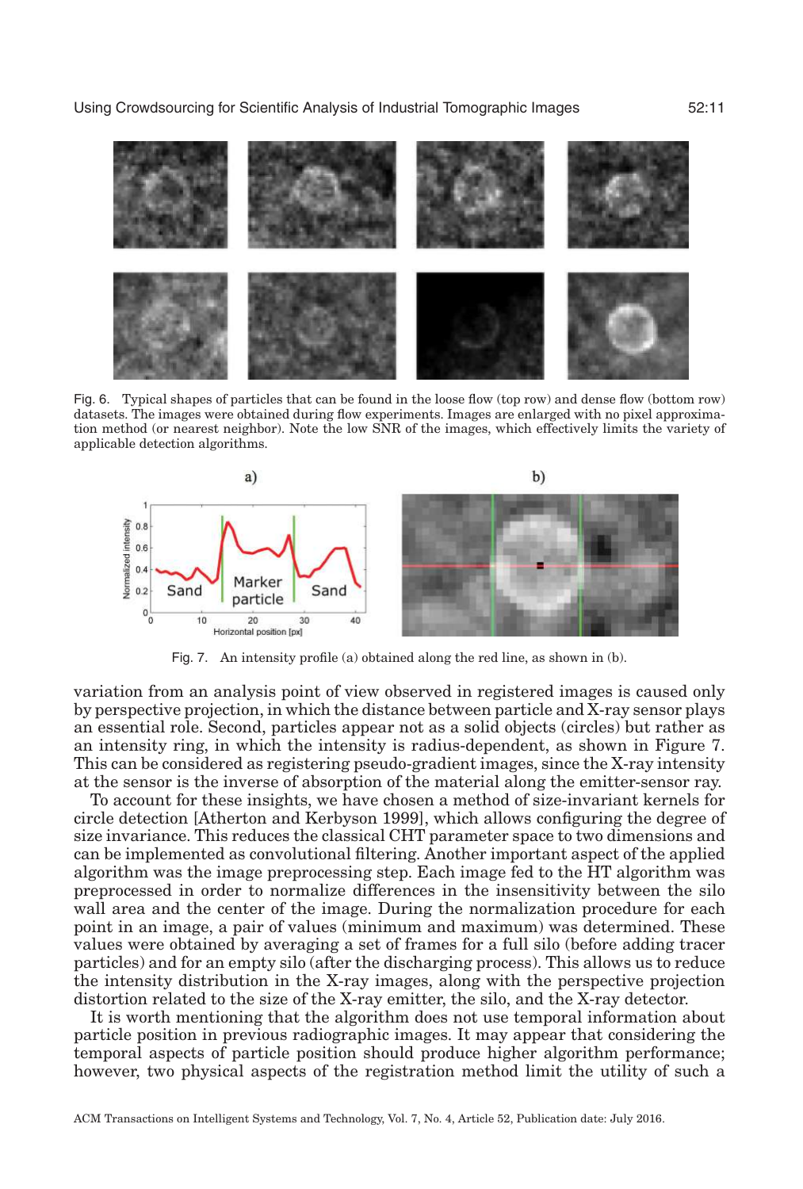Fig. 6. Typical shapes of particles that can be found in the loose flow (top row) and dense flow (bottom row) datasets. The images were obtained during flow experiments. Images are enlarged with no pixel approximation method (or nearest neighbor). Note the low SNR of the images, which effectively limits the variety of applicable detection algorithms.

a)

Normalized intensity

Sand

Marker particle

Sand

Horizontal position [px]

b)

Fig. 7. An intensity profile (a) obtained along the red line, as shown in (b).

variation from an analysis point of view observed in registered images is caused only by perspective projection, in which the distance between particle and X-ray sensor plays an essential role. Second, particles appear not as a solid objects (circles) but rather as an intensity ring, in which the intensity is radius-dependent, as shown in Figure 7. This can be considered as registering pseudo-gradient images, since the X-ray intensity at the sensor is the inverse of absorption of the material along the emitter-sensor ray.

To account for these insights, we have chosen a method of size-invariant kernels for circle detection [Atherton and Kerbyson 1999], which allows configuring the degree of size invariance. This reduces the classical CHT parameter space to two dimensions and can be implemented as convolutional filtering. Another important aspect of the applied algorithm was the image preprocessing step. Each image fed to the HT algorithm was preprocessed in order to normalize differences in the insensitivity between the silo wall area and the center of the image. During the normalization procedure for each point in an image, a pair of values (minimum and maximum) was determined. These values were obtained by averaging a set of frames for a full silo (before adding tracer particles) and for an empty silo (after the discharging process). This allows us to reduce the intensity distribution in the X-ray images, along with the perspective projection distortion related to the size of the X-ray emitter, the silo, and the X-ray detector.

It is worth mentioning that the algorithm does not use temporal information about particle position in previous radiographic images. It may appear that considering the temporal aspects of particle position should produce higher algorithm performance; however, two physical aspects of the registration method limit the utility of such a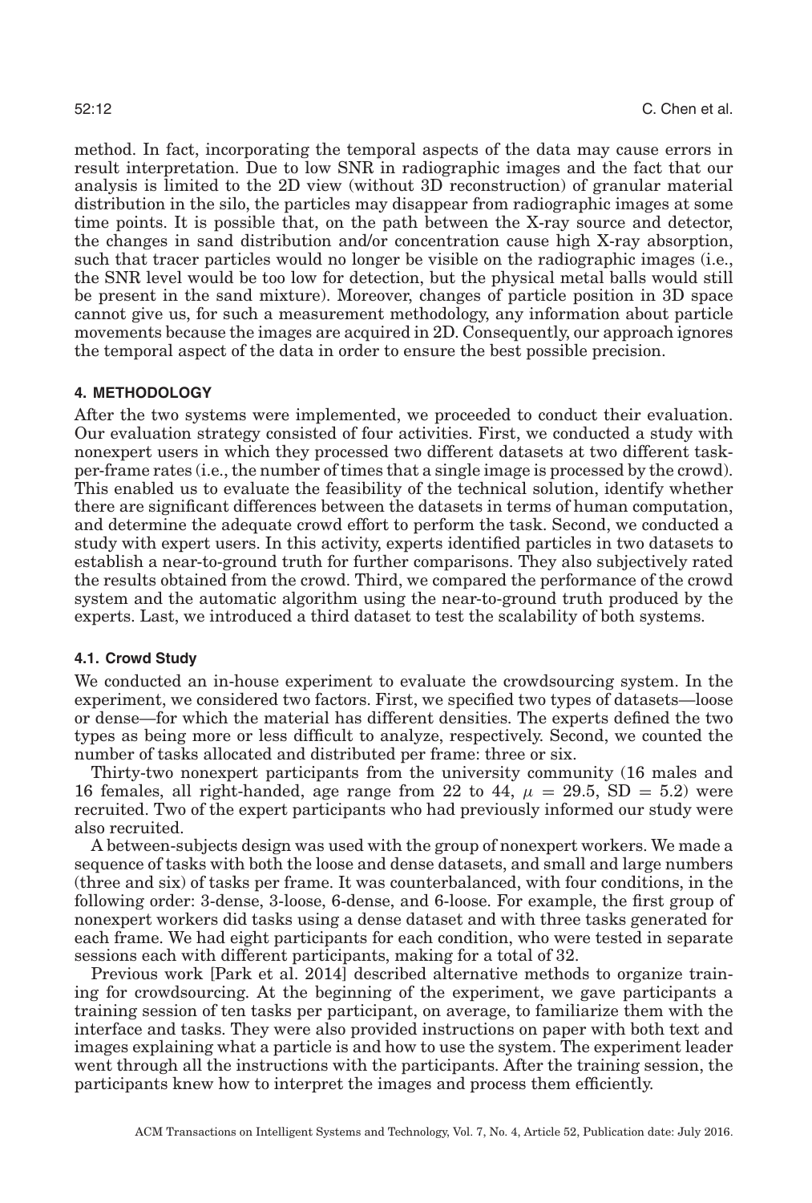method. In fact, incorporating the temporal aspects of the data may cause errors in result interpretation. Due to low SNR in radiographic images and the fact that our analysis is limited to the 2D view (without 3D reconstruction) of granular material distribution in the silo, the particles may disappear from radiographic images at some time points. It is possible that, on the path between the X-ray source and detector, the changes in sand distribution and/or concentration cause high X-ray absorption, such that tracer particles would no longer be visible on the radiographic images (i.e., the SNR level would be too low for detection, but the physical metal balls would still be present in the sand mixture). Moreover, changes of particle position in 3D space cannot give us, for such a measurement methodology, any information about particle movements because the images are acquired in 2D. Consequently, our approach ignores the temporal aspect of the data in order to ensure the best possible precision.

## 4. METHODOLOGY

After the two systems were implemented, we proceeded to conduct their evaluation. Our evaluation strategy consisted of four activities. First, we conducted a study with nonexpert users in which they processed two different datasets at two different task-per-frame rates (i.e., the number of times that a single image is processed by the crowd). This enabled us to evaluate the feasibility of the technical solution, identify whether there are significant differences between the datasets in terms of human computation, and determine the adequate crowd effort to perform the task. Second, we conducted a study with expert users. In this activity, experts identified particles in two datasets to establish a near-to-ground truth for further comparisons. They also subjectively rated the results obtained from the crowd. Third, we compared the performance of the crowd system and the automatic algorithm using the near-to-ground truth produced by the experts. Last, we introduced a third dataset to test the scalability of both systems.

### 4.1. Crowd Study

We conducted an in-house experiment to evaluate the crowdsourcing system. In the experiment, we considered two factors. First, we specified two types of datasets—loose or dense—for which the material has different densities. The experts defined the two types as being more or less difficult to analyze, respectively. Second, we counted the number of tasks allocated and distributed per frame: three or six.

Thirty-two nonexpert participants from the university community (16 males and 16 females, all right-handed, age range from 22 to 44, $\mu = 29.5$, SD = 5.2) were recruited. Two of the expert participants who had previously informed our study were also recruited.

A between-subjects design was used with the group of nonexpert workers. We made a sequence of tasks with both the loose and dense datasets, and small and large numbers (three and six) of tasks per frame. It was counterbalanced, with four conditions, in the following order: 3-dense, 3-loose, 6-dense, and 6-loose. For example, the first group of nonexpert workers did tasks using a dense dataset and with three tasks generated for each frame. We had eight participants for each condition, who were tested in separate sessions each with different participants, making for a total of 32.

Previous work [Park et al. 2014] described alternative methods to organize training for crowdsourcing. At the beginning of the experiment, we gave participants a training session of ten tasks per participant, on average, to familiarize them with the interface and tasks. They were also provided instructions on paper with both text and images explaining what a particle is and how to use the system. The experiment leader went through all the instructions with the participants. After the training session, the participants knew how to interpret the images and process them efficiently.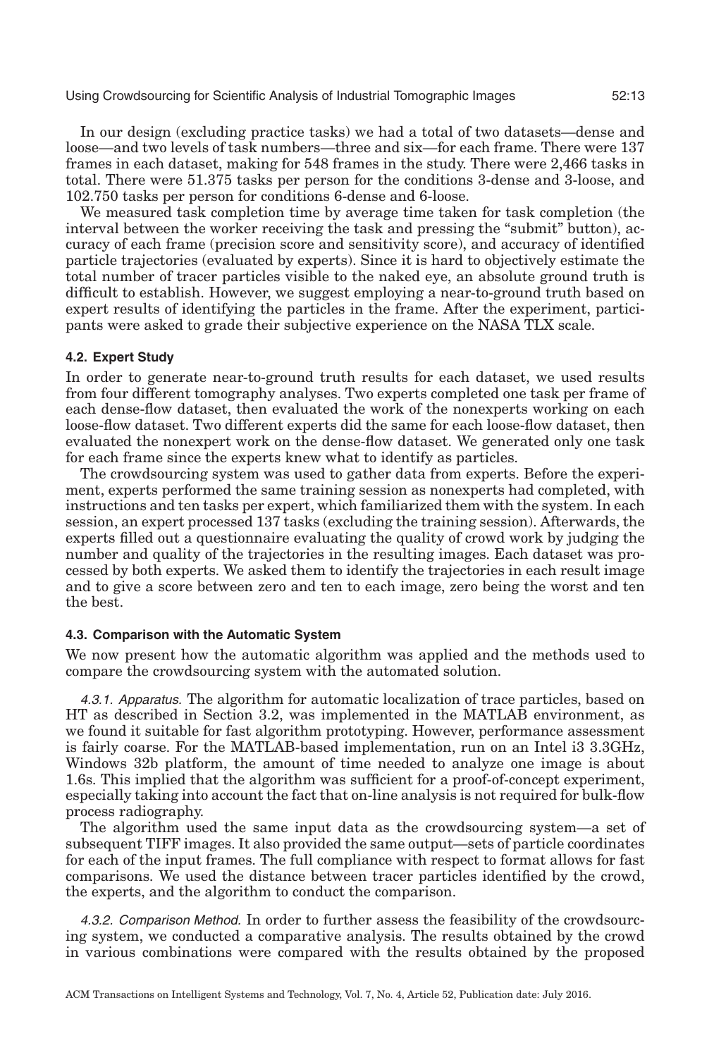In our design (excluding practice tasks) we had a total of two datasets—dense and loose—and two levels of task numbers—three and six—for each frame. There were 137 frames in each dataset, making for 548 frames in the study. There were 2,466 tasks in total. There were 51.375 tasks per person for the conditions 3-dense and 3-loose, and 102.750 tasks per person for conditions 6-dense and 6-loose.

We measured task completion time by average time taken for task completion (the interval between the worker receiving the task and pressing the "submit" button), accuracy of each frame (precision score and sensitivity score), and accuracy of identified particle trajectories (evaluated by experts). Since it is hard to objectively estimate the total number of tracer particles visible to the naked eye, an absolute ground truth is difficult to establish. However, we suggest employing a near-to-ground truth based on expert results of identifying the particles in the frame. After the experiment, participants were asked to grade their subjective experience on the NASA TLX scale.

### 4.2. Expert Study

In order to generate near-to-ground truth results for each dataset, we used results from four different tomography analyses. Two experts completed one task per frame of each dense-flow dataset, then evaluated the work of the nonexperts working on each loose-flow dataset. Two different experts did the same for each loose-flow dataset, then evaluated the nonexpert work on the dense-flow dataset. We generated only one task for each frame since the experts knew what to identify as particles.

The crowdsourcing system was used to gather data from experts. Before the experiment, experts performed the same training session as nonexperts had completed, with instructions and ten tasks per expert, which familiarized them with the system. In each session, an expert processed 137 tasks (excluding the training session). Afterwards, the experts filled out a questionnaire evaluating the quality of crowd work by judging the number and quality of the trajectories in the resulting images. Each dataset was processed by both experts. We asked them to identify the trajectories in each result image and to give a score between zero and ten to each image, zero being the worst and ten the best.

### 4.3. Comparison with the Automatic System

We now present how the automatic algorithm was applied and the methods used to compare the crowdsourcing system with the automated solution.

*4.3.1. Apparatus.* The algorithm for automatic localization of trace particles, based on HT as described in Section 3.2, was implemented in the MATLAB environment, as we found it suitable for fast algorithm prototyping. However, performance assessment is fairly coarse. For the MATLAB-based implementation, run on an Intel i3 3.3GHz, Windows 32b platform, the amount of time needed to analyze one image is about 1.6s. This implied that the algorithm was sufficient for a proof-of-concept experiment, especially taking into account the fact that on-line analysis is not required for bulk-flow process radiography.

The algorithm used the same input data as the crowdsourcing system—a set of subsequent TIFF images. It also provided the same output—sets of particle coordinates for each of the input frames. The full compliance with respect to format allows for fast comparisons. We used the distance between tracer particles identified by the crowd, the experts, and the algorithm to conduct the comparison.

*4.3.2. Comparison Method.* In order to further assess the feasibility of the crowdsourcing system, we conducted a comparative analysis. The results obtained by the crowd in various combinations were compared with the results obtained by the proposed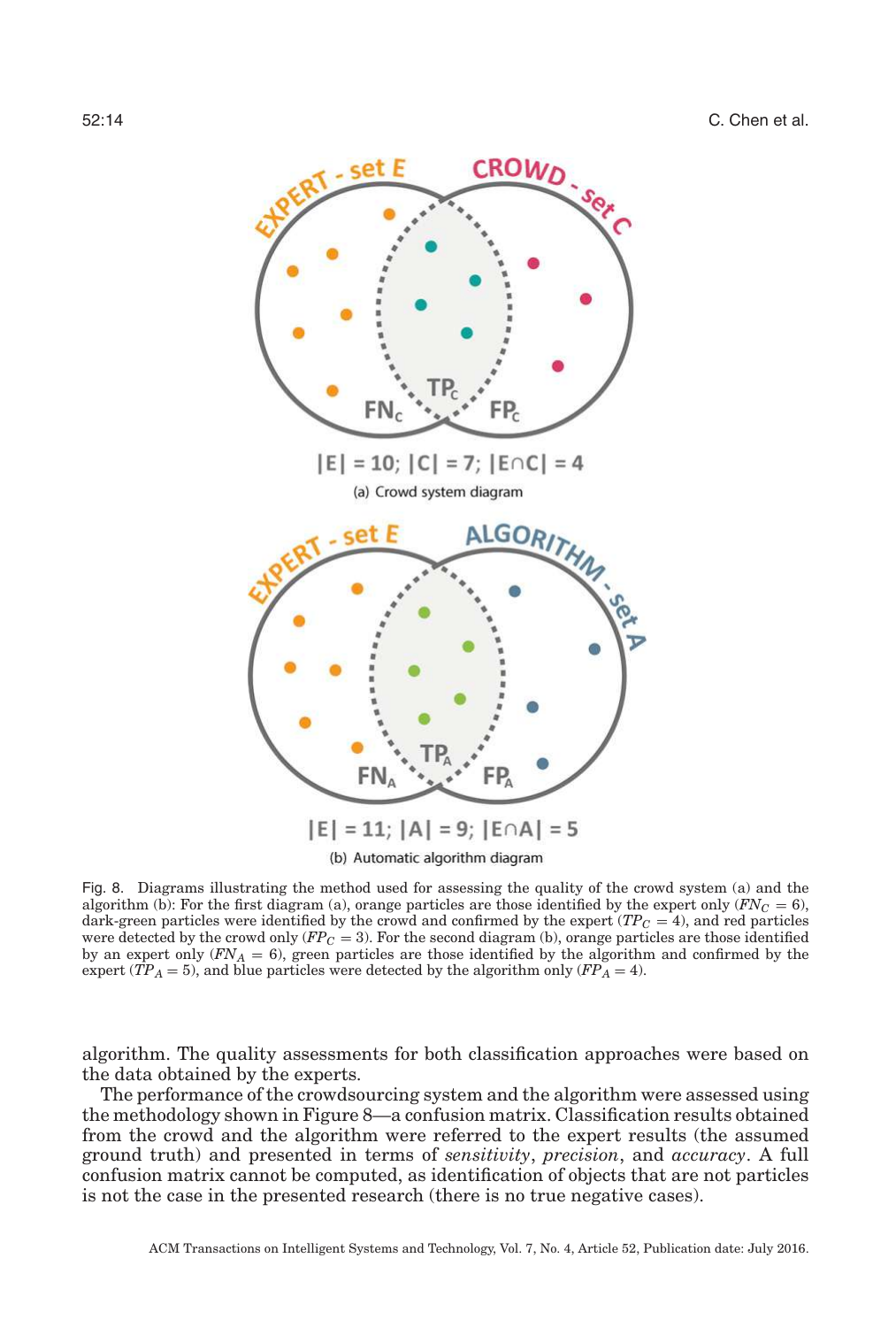|E| = 10; |C| = 7; |E∩C| = 4

(a) Crowd system diagram

|E| = 11; |A| = 9; |E∩A| = 5

(b) Automatic algorithm diagram

Fig. 8. Diagrams illustrating the method used for assessing the quality of the crowd system (a) and the algorithm (b): For the first diagram (a), orange particles are those identified by the expert only ($FN_C = 6$), dark-green particles were identified by the crowd and confirmed by the expert ($TP_C = 4$), and red particles were detected by the crowd only ($FP_C = 3$). For the second diagram (b), orange particles are those identified by an expert only ($FN_A = 6$), green particles are those identified by the algorithm and confirmed by the expert ($TP_A = 5$), and blue particles were detected by the algorithm only ($FP_A = 4$).

algorithm. The quality assessments for both classification approaches were based on the data obtained by the experts.

The performance of the crowdsourcing system and the algorithm were assessed using the methodology shown in Figure 8—a confusion matrix. Classification results obtained from the crowd and the algorithm were referred to the expert results (the assumed ground truth) and presented in terms of *sensitivity*, *precision*, and *accuracy*. A full confusion matrix cannot be computed, as identification of objects that are not particles is not the case in the presented research (there is no true negative cases).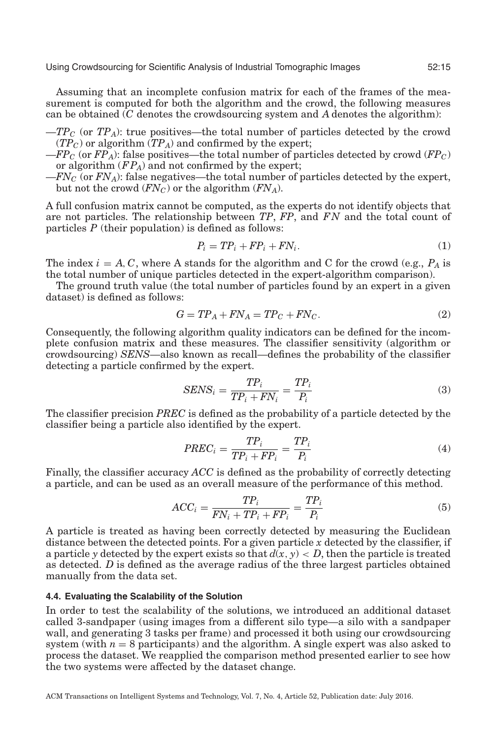Assuming that an incomplete confusion matrix for each of the frames of the measurement is computed for both the algorithm and the crowd, the following measures can be obtained ($C$ denotes the crowdsourcing system and $A$ denotes the algorithm):

—$TP_C$ (or $TP_A$): true positives—the total number of particles detected by the crowd ($TP_C$) or algorithm ($TP_A$) and confirmed by the expert;
—$FP_C$ (or $FP_A$): false positives—the total number of particles detected by crowd ($FP_C$) or algorithm ($FP_A$) and not confirmed by the expert;
—$FN_C$ (or $FN_A$): false negatives—the total number of particles detected by the expert, but not the crowd ($FN_C$) or the algorithm ($FN_A$).

A full confusion matrix cannot be computed, as the experts do not identify objects that are not particles. The relationship between $TP$, $FP$, and $FN$ and the total count of particles $P$ (their population) is defined as follows:

$$P_i = TP_i + FP_i + FN_i. \tag{1}$$

The index $i = A, C$, where A stands for the algorithm and C for the crowd (e.g., $P_A$ is the total number of unique particles detected in the expert-algorithm comparison).

The ground truth value (the total number of particles found by an expert in a given dataset) is defined as follows:

$$G = TP_A + FN_A = TP_C + FN_C. \tag{2}$$

Consequently, the following algorithm quality indicators can be defined for the incomplete confusion matrix and these measures. The classifier sensitivity (algorithm or crowdsourcing) *SENS*—also known as recall—defines the probability of the classifier detecting a particle confirmed by the expert.

$$SENS_i = \frac{TP_i}{TP_i + FN_i} = \frac{TP_i}{P_i} \tag{3}$$

The classifier precision *PREC* is defined as the probability of a particle detected by the classifier being a particle also identified by the expert.

$$PREC_i = \frac{TP_i}{TP_i + FP_i} = \frac{TP_i}{P_i} \tag{4}$$

Finally, the classifier accuracy *ACC* is defined as the probability of correctly detecting a particle, and can be used as an overall measure of the performance of this method.

$$ACC_i = \frac{TP_i}{FN_i + TP_i + FP_i} = \frac{TP_i}{P_i} \tag{5}$$

A particle is treated as having been correctly detected by measuring the Euclidean distance between the detected points. For a given particle $x$ detected by the classifier, if a particle $y$ detected by the expert exists so that $d(x, y) < D$, then the particle is treated as detected. $D$ is defined as the average radius of the three largest particles obtained manually from the data set.

### 4.4. Evaluating the Scalability of the Solution

In order to test the scalability of the solutions, we introduced an additional dataset called 3-sandpaper (using images from a different silo type—a silo with a sandpaper wall, and generating 3 tasks per frame) and processed it both using our crowdsourcing system (with $n = 8$ participants) and the algorithm. A single expert was also asked to process the dataset. We reapplied the comparison method presented earlier to see how the two systems were affected by the dataset change.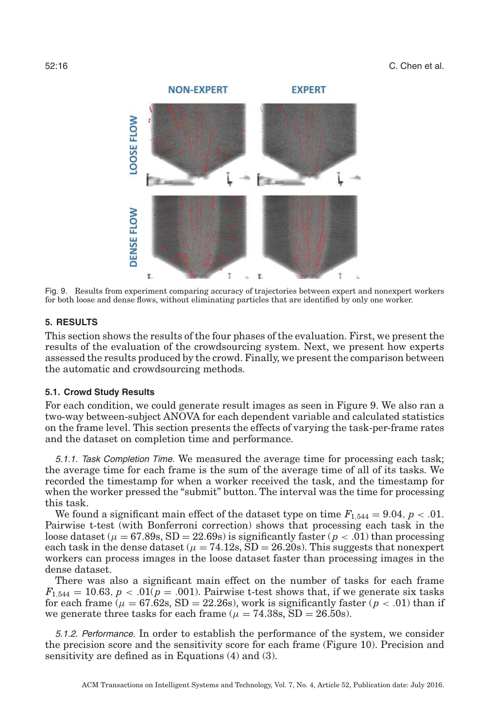Fig. 9. Results from experiment comparing accuracy of trajectories between expert and nonexpert workers for both loose and dense flows, without eliminating particles that are identified by only one worker.

## 5. RESULTS

This section shows the results of the four phases of the evaluation. First, we present the results of the evaluation of the crowdsourcing system. Next, we present how experts assessed the results produced by the crowd. Finally, we present the comparison between the automatic and crowdsourcing methods.

### 5.1. Crowd Study Results

For each condition, we could generate result images as seen in Figure 9. We also ran a two-way between-subject ANOVA for each dependent variable and calculated statistics on the frame level. This section presents the effects of varying the task-per-frame rates and the dataset on completion time and performance.

*5.1.1. Task Completion Time.* We measured the average time for processing each task; the average time for each frame is the sum of the average time of all of its tasks. We recorded the timestamp for when a worker received the task, and the timestamp for when the worker pressed the "submit" button. The interval was the time for processing this task.

We found a significant main effect of the dataset type on time $F_{1,544} = 9.04$, $p < .01$. Pairwise t-test (with Bonferroni correction) shows that processing each task in the loose dataset ($\mu = 67.89$s, SD $= 22.69$s) is significantly faster ($p < .01$) than processing each task in the dense dataset ($\mu = 74.12$s, SD $= 26.20$s). This suggests that nonexpert workers can process images in the loose dataset faster than processing images in the dense dataset.

There was also a significant main effect on the number of tasks for each frame $F_{1,544} = 10.63$, $p < .01 (p = .001)$. Pairwise t-test shows that, if we generate six tasks for each frame ($\mu = 67.62$s, SD $= 22.26$s), work is significantly faster ($p < .01$) than if we generate three tasks for each frame ($\mu = 74.38$s, SD $= 26.50$s).

*5.1.2. Performance.* In order to establish the performance of the system, we consider the precision score and the sensitivity score for each frame (Figure 10). Precision and sensitivity are defined as in Equations (4) and (3).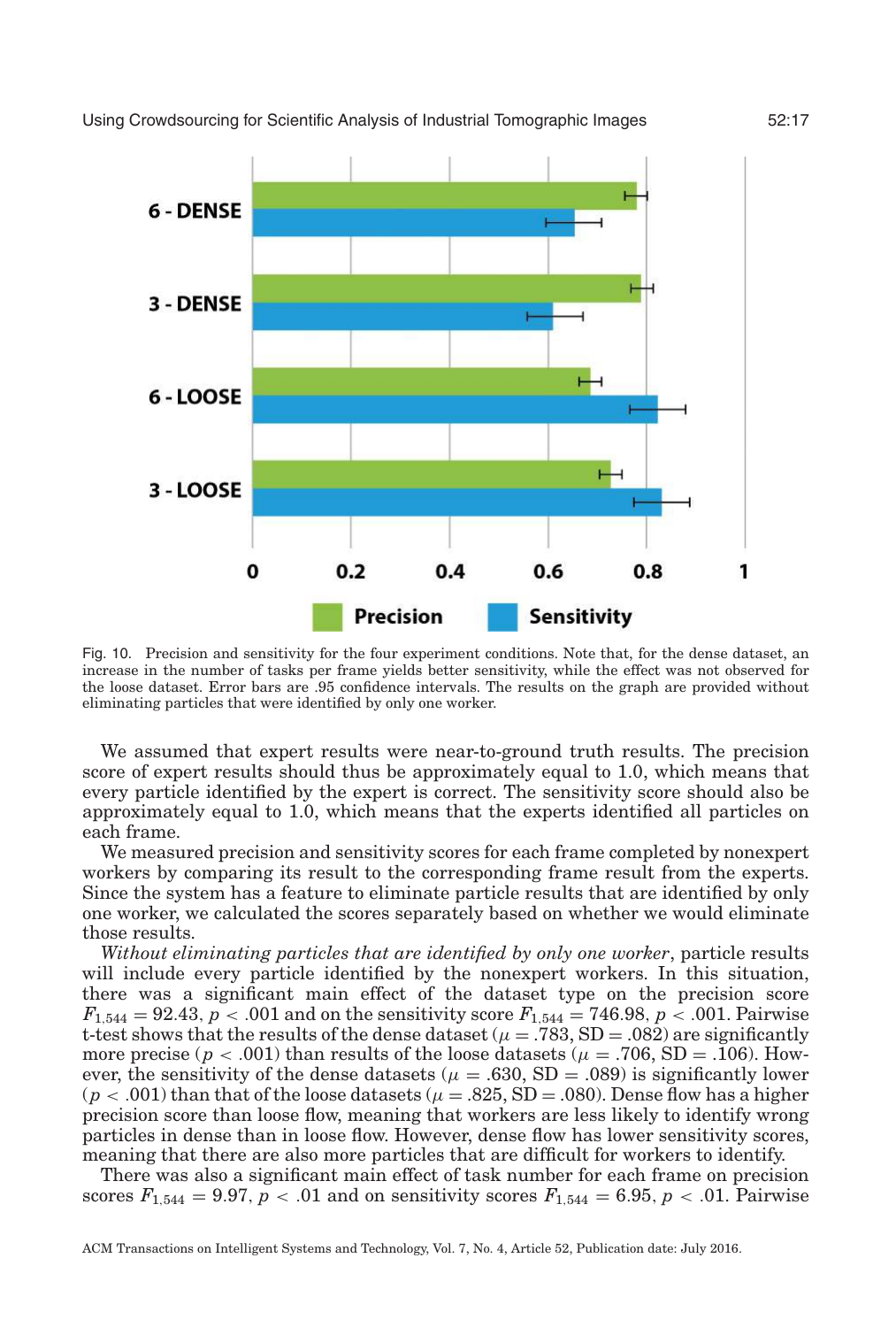Fig. 10. Precision and sensitivity for the four experiment conditions. Note that, for the dense dataset, an increase in the number of tasks per frame yields better sensitivity, while the effect was not observed for the loose dataset. Error bars are .95 confidence intervals. The results on the graph are provided without eliminating particles that were identified by only one worker.

We assumed that expert results were near-to-ground truth results. The precision score of expert results should thus be approximately equal to 1.0, which means that every particle identified by the expert is correct. The sensitivity score should also be approximately equal to 1.0, which means that the experts identified all particles on each frame.

We measured precision and sensitivity scores for each frame completed by nonexpert workers by comparing its result to the corresponding frame result from the experts. Since the system has a feature to eliminate particle results that are identified by only one worker, we calculated the scores separately based on whether we would eliminate those results.

*Without eliminating particles that are identified by only one worker*, particle results will include every particle identified by the nonexpert workers. In this situation, there was a significant main effect of the dataset type on the precision score $F_{1,544} = 92.43$, $p < .001$ and on the sensitivity score $F_{1,544} = 746.98$, $p < .001$. Pairwise t-test shows that the results of the dense dataset ($\mu = .783$, SD $= .082$) are significantly more precise ($p < .001$) than results of the loose datasets ($\mu = .706$, SD $= .106$). However, the sensitivity of the dense datasets ($\mu = .630$, SD $= .089$) is significantly lower ($p < .001$) than that of the loose datasets ($\mu = .825$, SD $= .080$). Dense flow has a higher precision score than loose flow, meaning that workers are less likely to identify wrong particles in dense than in loose flow. However, dense flow has lower sensitivity scores, meaning that there are also more particles that are difficult for workers to identify.

There was also a significant main effect of task number for each frame on precision scores $F_{1,544} = 9.97$, $p < .01$ and on sensitivity scores $F_{1,544} = 6.95$, $p < .01$. Pairwise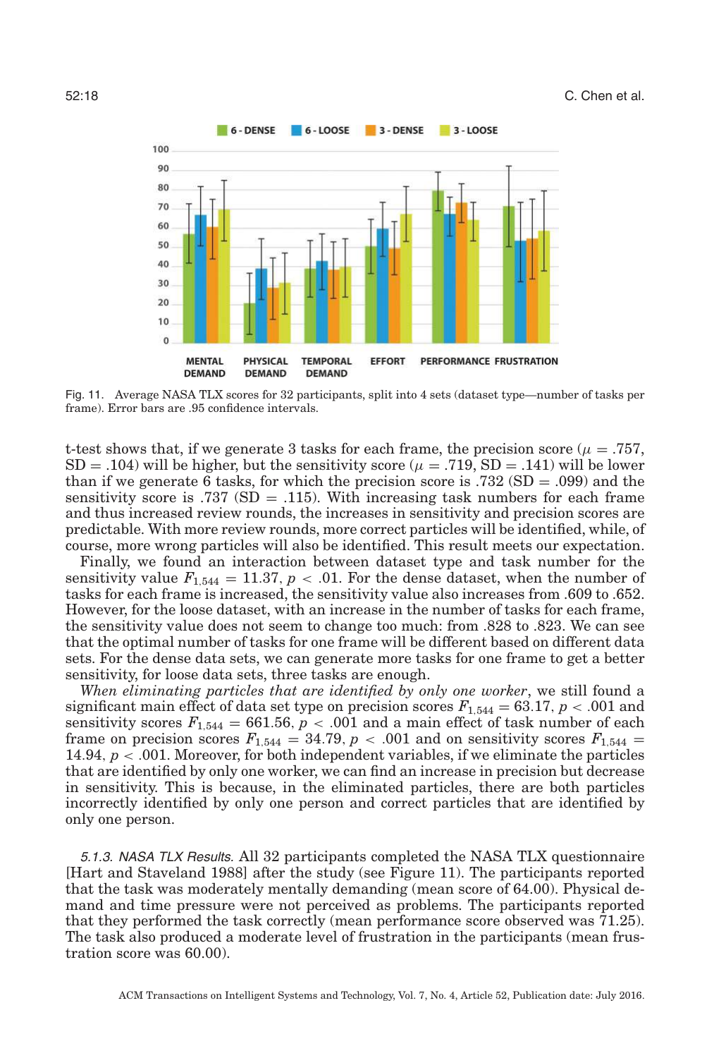Fig. 11. Average NASA TLX scores for 32 participants, split into 4 sets (dataset type—number of tasks per frame). Error bars are .95 confidence intervals.

t-test shows that, if we generate 3 tasks for each frame, the precision score ($\mu = .757$, SD = .104) will be higher, but the sensitivity score ($\mu = .719$, SD = .141) will be lower than if we generate 6 tasks, for which the precision score is .732 (SD = .099) and the sensitivity score is .737 (SD = .115). With increasing task numbers for each frame and thus increased review rounds, the increases in sensitivity and precision scores are predictable. With more review rounds, more correct particles will be identified, while, of course, more wrong particles will also be identified. This result meets our expectation.

Finally, we found an interaction between dataset type and task number for the sensitivity value $F_{1,544} = 11.37$, $p < .01$. For the dense dataset, when the number of tasks for each frame is increased, the sensitivity value also increases from .609 to .652. However, for the loose dataset, with an increase in the number of tasks for each frame, the sensitivity value does not seem to change too much: from .828 to .823. We can see that the optimal number of tasks for one frame will be different based on different data sets. For the dense data sets, we can generate more tasks for one frame to get a better sensitivity, for loose data sets, three tasks are enough.

*When eliminating particles that are identified by only one worker*, we still found a significant main effect of data set type on precision scores $F_{1,544} = 63.17$, $p < .001$ and sensitivity scores $F_{1,544} = 661.56$, $p < .001$ and a main effect of task number of each frame on precision scores $F_{1,544} = 34.79$, $p < .001$ and on sensitivity scores $F_{1,544} = 14.94$, $p < .001$. Moreover, for both independent variables, if we eliminate the particles that are identified by only one worker, we can find an increase in precision but decrease in sensitivity. This is because, in the eliminated particles, there are both particles incorrectly identified by only one person and correct particles that are identified by only one person.

*5.1.3. NASA TLX Results.* All 32 participants completed the NASA TLX questionnaire [Hart and Staveland 1988] after the study (see Figure 11). The participants reported that the task was moderately mentally demanding (mean score of 64.00). Physical demand and time pressure were not perceived as problems. The participants reported that they performed the task correctly (mean performance score observed was 71.25). The task also produced a moderate level of frustration in the participants (mean frustration score was 60.00).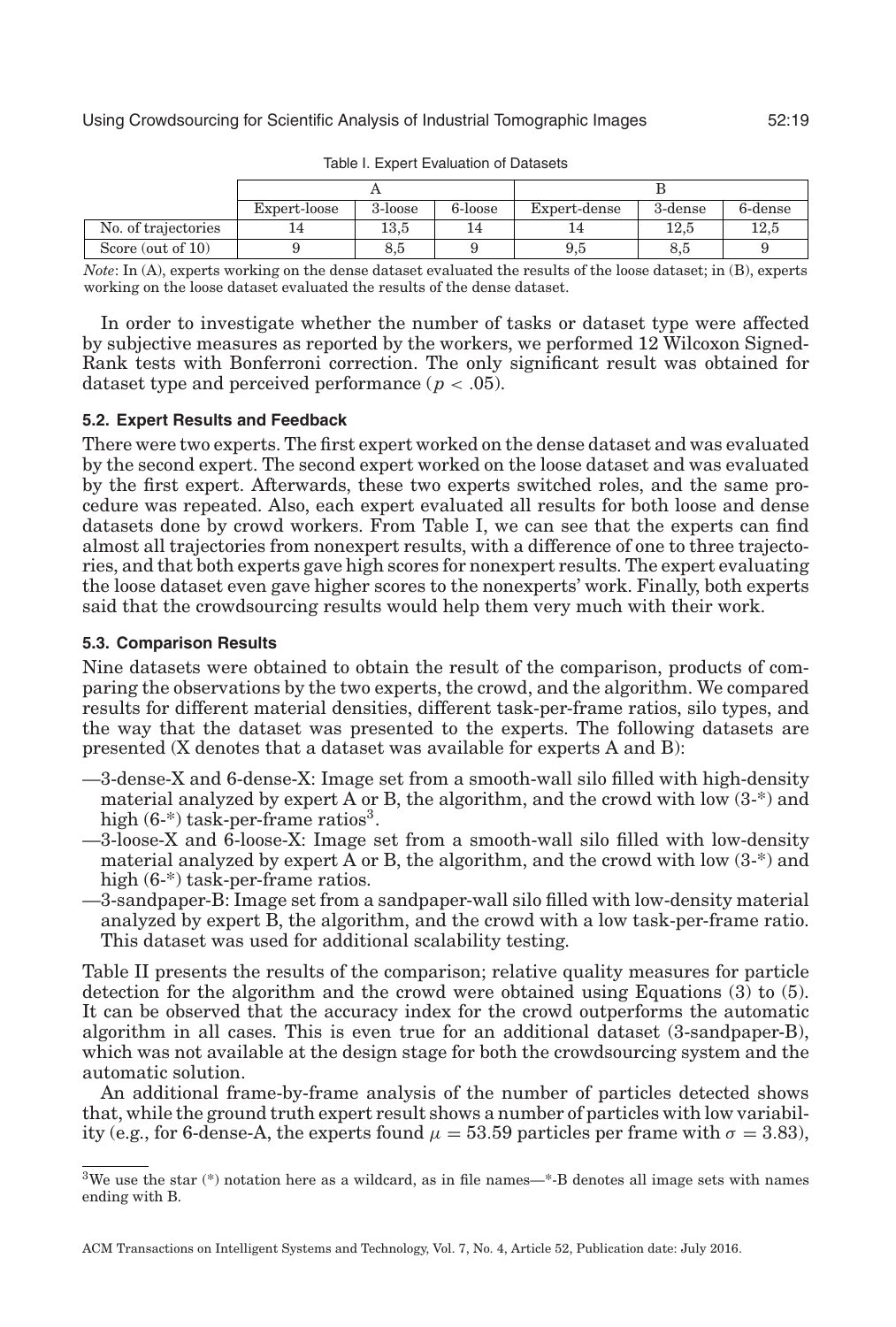Table I. Expert Evaluation of Datasets

| | A | | | B | | |
|---|---|---|---|---|---|---|
| | Expert-loose | 3-loose | 6-loose | Expert-dense | 3-dense | 6-dense |
| No. of trajectories | 14 | 13,5 | 14 | 14 | 12,5 | 12,5 |
| Score (out of 10) | 9 | 8,5 | 9 | 9,5 | 8,5 | 9 |

*Note*: In (A), experts working on the dense dataset evaluated the results of the loose dataset; in (B), experts working on the loose dataset evaluated the results of the dense dataset.

In order to investigate whether the number of tasks or dataset type were affected by subjective measures as reported by the workers, we performed 12 Wilcoxon Signed-Rank tests with Bonferroni correction. The only significant result was obtained for dataset type and perceived performance ($p < .05$).

### 5.2. Expert Results and Feedback

There were two experts. The first expert worked on the dense dataset and was evaluated by the second expert. The second expert worked on the loose dataset and was evaluated by the first expert. Afterwards, these two experts switched roles, and the same procedure was repeated. Also, each expert evaluated all results for both loose and dense datasets done by crowd workers. From Table I, we can see that the experts can find almost all trajectories from nonexpert results, with a difference of one to three trajectories, and that both experts gave high scores for nonexpert results. The expert evaluating the loose dataset even gave higher scores to the nonexperts' work. Finally, both experts said that the crowdsourcing results would help them very much with their work.

### 5.3. Comparison Results

Nine datasets were obtained to obtain the result of the comparison, products of comparing the observations by the two experts, the crowd, and the algorithm. We compared results for different material densities, different task-per-frame ratios, silo types, and the way that the dataset was presented to the experts. The following datasets are presented (X denotes that a dataset was available for experts A and B):

—3-dense-X and 6-dense-X: Image set from a smooth-wall silo filled with high-density material analyzed by expert A or B, the algorithm, and the crowd with low (3-*) and high (6-*) task-per-frame ratios[3].

—3-loose-X and 6-loose-X: Image set from a smooth-wall silo filled with low-density material analyzed by expert A or B, the algorithm, and the crowd with low (3-*) and high (6-*) task-per-frame ratios.

—3-sandpaper-B: Image set from a sandpaper-wall silo filled with low-density material analyzed by expert B, the algorithm, and the crowd with a low task-per-frame ratio. This dataset was used for additional scalability testing.

Table II presents the results of the comparison; relative quality measures for particle detection for the algorithm and the crowd were obtained using Equations (3) to (5). It can be observed that the accuracy index for the crowd outperforms the automatic algorithm in all cases. This is even true for an additional dataset (3-sandpaper-B), which was not available at the design stage for both the crowdsourcing system and the automatic solution.

An additional frame-by-frame analysis of the number of particles detected shows that, while the ground truth expert result shows a number of particles with low variability (e.g., for 6-dense-A, the experts found $\mu = 53.59$ particles per frame with $\sigma = 3.83$),

[3]We use the star (*) notation here as a wildcard, as in file names—*-B denotes all image sets with names ending with B.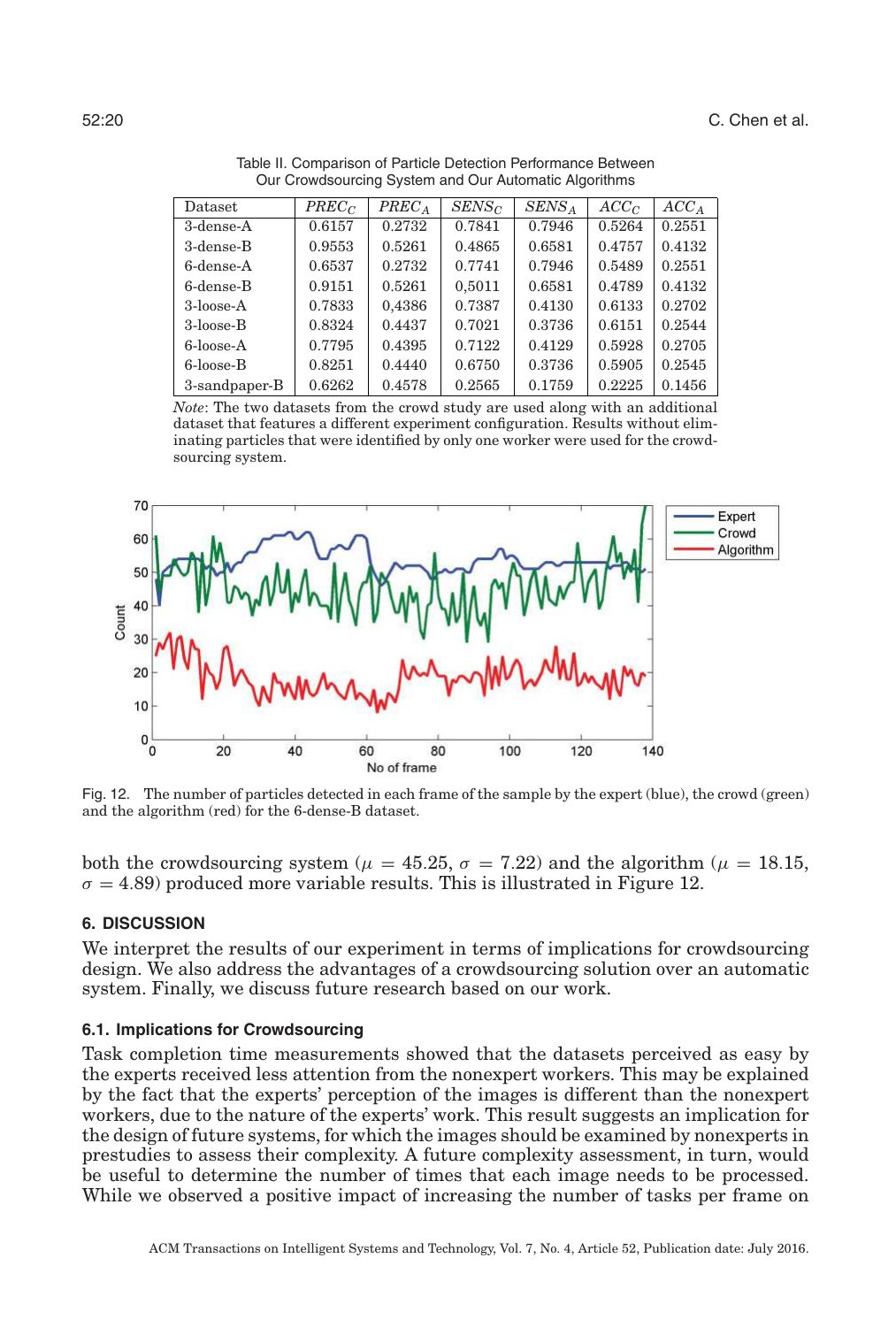Table II. Comparison of Particle Detection Performance Between Our Crowdsourcing System and Our Automatic Algorithms

| Dataset | $PREC_C$ | $PREC_A$ | $SENS_C$ | $SENS_A$ | $ACC_C$ | $ACC_A$ |
|---|---|---|---|---|---|---|
| 3-dense-A | 0.6157 | 0.2732 | 0.7841 | 0.7946 | 0.5264 | 0.2551 |
| 3-dense-B | 0.9553 | 0.5261 | 0.4865 | 0.6581 | 0.4757 | 0.4132 |
| 6-dense-A | 0.6537 | 0.2732 | 0.7741 | 0.7946 | 0.5489 | 0.2551 |
| 6-dense-B | 0.9151 | 0.5261 | 0,5011 | 0.6581 | 0.4789 | 0.4132 |
| 3-loose-A | 0.7833 | 0,4386 | 0.7387 | 0.4130 | 0.6133 | 0.2702 |
| 3-loose-B | 0.8324 | 0.4437 | 0.7021 | 0.3736 | 0.6151 | 0.2544 |
| 6-loose-A | 0.7795 | 0.4395 | 0.7122 | 0.4129 | 0.5928 | 0.2705 |
| 6-loose-B | 0.8251 | 0.4440 | 0.6750 | 0.3736 | 0.5905 | 0.2545 |
| 3-sandpaper-B | 0.6262 | 0.4578 | 0.2565 | 0.1759 | 0.2225 | 0.1456 |

*Note*: The two datasets from the crowd study are used along with an additional dataset that features a different experiment configuration. Results without eliminating particles that were identified by only one worker were used for the crowdsourcing system.

Fig. 12. The number of particles detected in each frame of the sample by the expert (blue), the crowd (green) and the algorithm (red) for the 6-dense-B dataset.

both the crowdsourcing system ($\mu = 45.25$, $\sigma = 7.22$) and the algorithm ($\mu = 18.15$, $\sigma = 4.89$) produced more variable results. This is illustrated in Figure 12.

## 6. DISCUSSION

We interpret the results of our experiment in terms of implications for crowdsourcing design. We also address the advantages of a crowdsourcing solution over an automatic system. Finally, we discuss future research based on our work.

### 6.1. Implications for Crowdsourcing

Task completion time measurements showed that the datasets perceived as easy by the experts received less attention from the nonexpert workers. This may be explained by the fact that the experts' perception of the images is different than the nonexpert workers, due to the nature of the experts' work. This result suggests an implication for the design of future systems, for which the images should be examined by nonexperts in prestudies to assess their complexity. A future complexity assessment, in turn, would be useful to determine the number of times that each image needs to be processed. While we observed a positive impact of increasing the number of tasks per frame on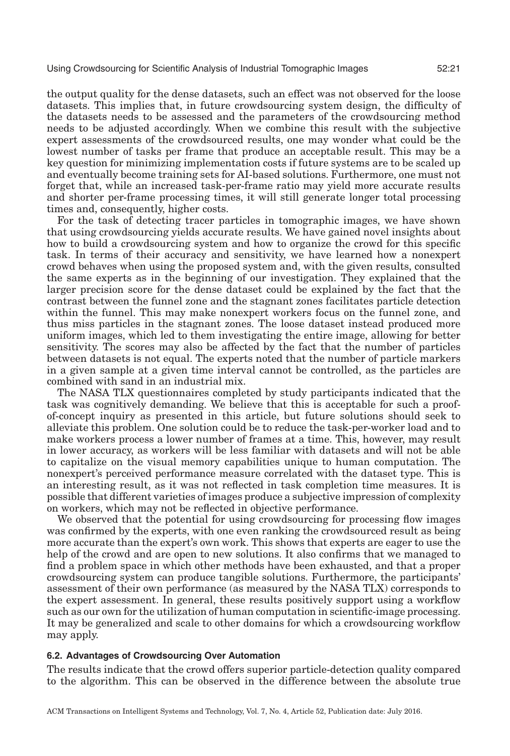the output quality for the dense datasets, such an effect was not observed for the loose datasets. This implies that, in future crowdsourcing system design, the difficulty of the datasets needs to be assessed and the parameters of the crowdsourcing method needs to be adjusted accordingly. When we combine this result with the subjective expert assessments of the crowdsourced results, one may wonder what could be the lowest number of tasks per frame that produce an acceptable result. This may be a key question for minimizing implementation costs if future systems are to be scaled up and eventually become training sets for AI-based solutions. Furthermore, one must not forget that, while an increased task-per-frame ratio may yield more accurate results and shorter per-frame processing times, it will still generate longer total processing times and, consequently, higher costs.

For the task of detecting tracer particles in tomographic images, we have shown that using crowdsourcing yields accurate results. We have gained novel insights about how to build a crowdsourcing system and how to organize the crowd for this specific task. In terms of their accuracy and sensitivity, we have learned how a nonexpert crowd behaves when using the proposed system and, with the given results, consulted the same experts as in the beginning of our investigation. They explained that the larger precision score for the dense dataset could be explained by the fact that the contrast between the funnel zone and the stagnant zones facilitates particle detection within the funnel. This may make nonexpert workers focus on the funnel zone, and thus miss particles in the stagnant zones. The loose dataset instead produced more uniform images, which led to them investigating the entire image, allowing for better sensitivity. The scores may also be affected by the fact that the number of particles between datasets is not equal. The experts noted that the number of particle markers in a given sample at a given time interval cannot be controlled, as the particles are combined with sand in an industrial mix.

The NASA TLX questionnaires completed by study participants indicated that the task was cognitively demanding. We believe that this is acceptable for such a proof-of-concept inquiry as presented in this article, but future solutions should seek to alleviate this problem. One solution could be to reduce the task-per-worker load and to make workers process a lower number of frames at a time. This, however, may result in lower accuracy, as workers will be less familiar with datasets and will not be able to capitalize on the visual memory capabilities unique to human computation. The nonexpert's perceived performance measure correlated with the dataset type. This is an interesting result, as it was not reflected in task completion time measures. It is possible that different varieties of images produce a subjective impression of complexity on workers, which may not be reflected in objective performance.

We observed that the potential for using crowdsourcing for processing flow images was confirmed by the experts, with one even ranking the crowdsourced result as being more accurate than the expert's own work. This shows that experts are eager to use the help of the crowd and are open to new solutions. It also confirms that we managed to find a problem space in which other methods have been exhausted, and that a proper crowdsourcing system can produce tangible solutions. Furthermore, the participants' assessment of their own performance (as measured by the NASA TLX) corresponds to the expert assessment. In general, these results positively support using a workflow such as our own for the utilization of human computation in scientific-image processing. It may be generalized and scale to other domains for which a crowdsourcing workflow may apply.

### 6.2. Advantages of Crowdsourcing Over Automation

The results indicate that the crowd offers superior particle-detection quality compared to the algorithm. This can be observed in the difference between the absolute true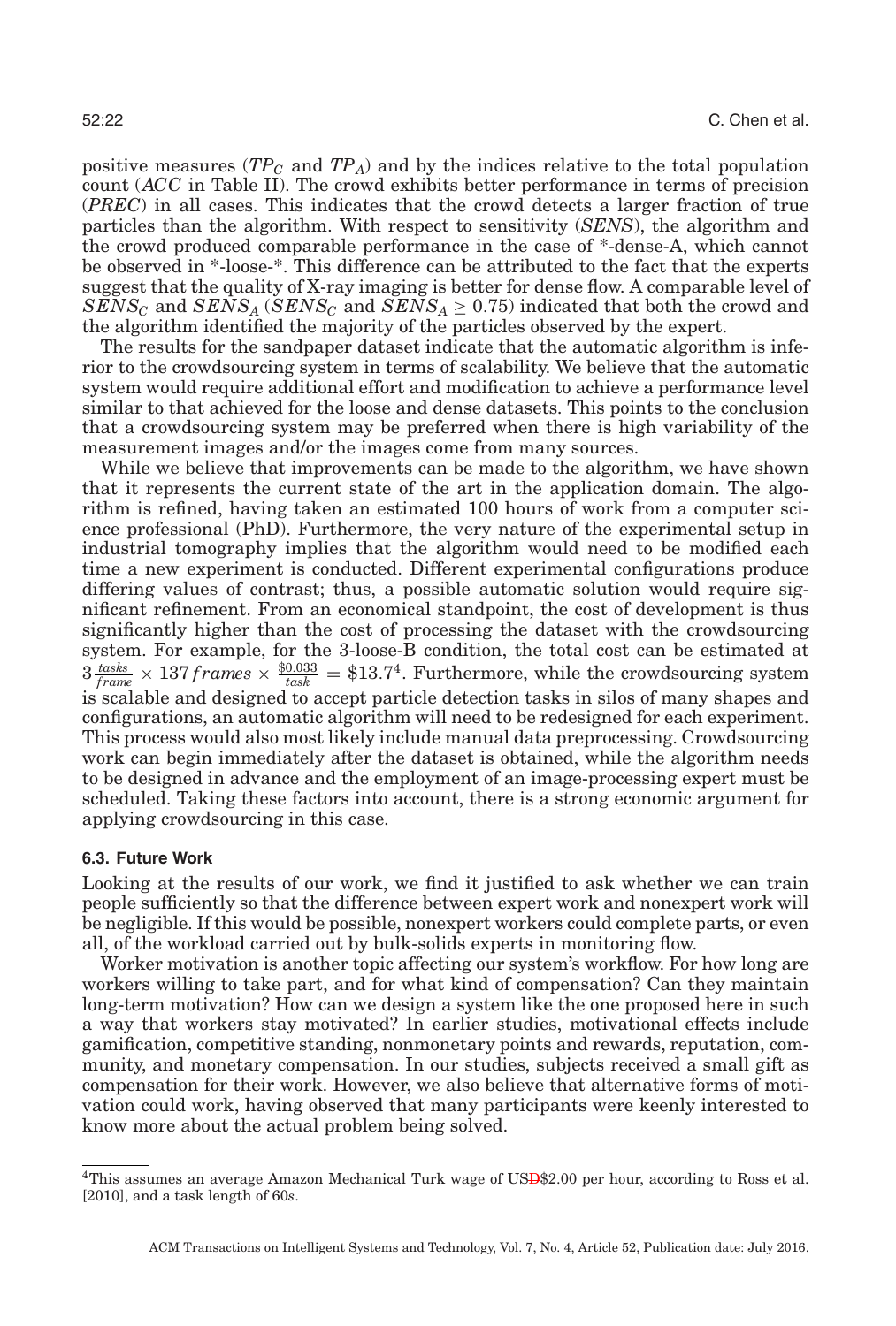positive measures ($TP_C$ and $TP_A$) and by the indices relative to the total population count (*ACC* in Table II). The crowd exhibits better performance in terms of precision (*PREC*) in all cases. This indicates that the crowd detects a larger fraction of true particles than the algorithm. With respect to sensitivity (*SENS*), the algorithm and the crowd produced comparable performance in the case of *-dense-A, which cannot be observed in *-loose-*. This difference can be attributed to the fact that the experts suggest that the quality of X-ray imaging is better for dense flow. A comparable level of $SENS_C$ and $SENS_A$ ($SENS_C$ and $SENS_A \geq 0.75$) indicated that both the crowd and the algorithm identified the majority of the particles observed by the expert.

The results for the sandpaper dataset indicate that the automatic algorithm is inferior to the crowdsourcing system in terms of scalability. We believe that the automatic system would require additional effort and modification to achieve a performance level similar to that achieved for the loose and dense datasets. This points to the conclusion that a crowdsourcing system may be preferred when there is high variability of the measurement images and/or the images come from many sources.

While we believe that improvements can be made to the algorithm, we have shown that it represents the current state of the art in the application domain. The algorithm is refined, having taken an estimated 100 hours of work from a computer science professional (PhD). Furthermore, the very nature of the experimental setup in industrial tomography implies that the algorithm would need to be modified each time a new experiment is conducted. Different experimental configurations produce differing values of contrast; thus, a possible automatic solution would require significant refinement. From an economical standpoint, the cost of development is thus significantly higher than the cost of processing the dataset with the crowdsourcing system. For example, for the 3-loose-B condition, the total cost can be estimated at $3 \frac{tasks}{frame} \times 137 \, frames \times \frac{\$0.033}{task} = \$13.7$[4]. Furthermore, while the crowdsourcing system is scalable and designed to accept particle detection tasks in silos of many shapes and configurations, an automatic algorithm will need to be redesigned for each experiment. This process would also most likely include manual data preprocessing. Crowdsourcing work can begin immediately after the dataset is obtained, while the algorithm needs to be designed in advance and the employment of an image-processing expert must be scheduled. Taking these factors into account, there is a strong economic argument for applying crowdsourcing in this case.

### 6.3. Future Work

Looking at the results of our work, we find it justified to ask whether we can train people sufficiently so that the difference between expert work and nonexpert work will be negligible. If this would be possible, nonexpert workers could complete parts, or even all, of the workload carried out by bulk-solids experts in monitoring flow.

Worker motivation is another topic affecting our system's workflow. For how long are workers willing to take part, and for what kind of compensation? Can they maintain long-term motivation? How can we design a system like the one proposed here in such a way that workers stay motivated? In earlier studies, motivational effects include gamification, competitive standing, nonmonetary points and rewards, reputation, community, and monetary compensation. In our studies, subjects received a small gift as compensation for their work. However, we also believe that alternative forms of motivation could work, having observed that many participants were keenly interested to know more about the actual problem being solved.

---

[4]This assumes an average Amazon Mechanical Turk wage of USD$2.00 per hour, according to Ross et al. [2010], and a task length of 60*s*.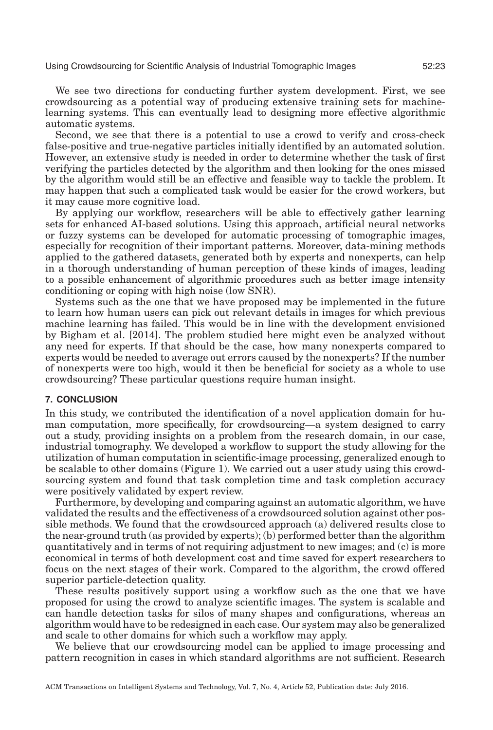We see two directions for conducting further system development. First, we see crowdsourcing as a potential way of producing extensive training sets for machine-learning systems. This can eventually lead to designing more effective algorithmic automatic systems.

Second, we see that there is a potential to use a crowd to verify and cross-check false-positive and true-negative particles initially identified by an automated solution. However, an extensive study is needed in order to determine whether the task of first verifying the particles detected by the algorithm and then looking for the ones missed by the algorithm would still be an effective and feasible way to tackle the problem. It may happen that such a complicated task would be easier for the crowd workers, but it may cause more cognitive load.

By applying our workflow, researchers will be able to effectively gather learning sets for enhanced AI-based solutions. Using this approach, artificial neural networks or fuzzy systems can be developed for automatic processing of tomographic images, especially for recognition of their important patterns. Moreover, data-mining methods applied to the gathered datasets, generated both by experts and nonexperts, can help in a thorough understanding of human perception of these kinds of images, leading to a possible enhancement of algorithmic procedures such as better image intensity conditioning or coping with high noise (low SNR).

Systems such as the one that we have proposed may be implemented in the future to learn how human users can pick out relevant details in images for which previous machine learning has failed. This would be in line with the development envisioned by Bigham et al. [2014]. The problem studied here might even be analyzed without any need for experts. If that should be the case, how many nonexperts compared to experts would be needed to average out errors caused by the nonexperts? If the number of nonexperts were too high, would it then be beneficial for society as a whole to use crowdsourcing? These particular questions require human insight.

## 7. CONCLUSION

In this study, we contributed the identification of a novel application domain for human computation, more specifically, for crowdsourcing—a system designed to carry out a study, providing insights on a problem from the research domain, in our case, industrial tomography. We developed a workflow to support the study allowing for the utilization of human computation in scientific-image processing, generalized enough to be scalable to other domains (Figure 1). We carried out a user study using this crowdsourcing system and found that task completion time and task completion accuracy were positively validated by expert review.

Furthermore, by developing and comparing against an automatic algorithm, we have validated the results and the effectiveness of a crowdsourced solution against other possible methods. We found that the crowdsourced approach (a) delivered results close to the near-ground truth (as provided by experts); (b) performed better than the algorithm quantitatively and in terms of not requiring adjustment to new images; and (c) is more economical in terms of both development cost and time saved for expert researchers to focus on the next stages of their work. Compared to the algorithm, the crowd offered superior particle-detection quality.

These results positively support using a workflow such as the one that we have proposed for using the crowd to analyze scientific images. The system is scalable and can handle detection tasks for silos of many shapes and configurations, whereas an algorithm would have to be redesigned in each case. Our system may also be generalized and scale to other domains for which such a workflow may apply.

We believe that our crowdsourcing model can be applied to image processing and pattern recognition in cases in which standard algorithms are not sufficient. Research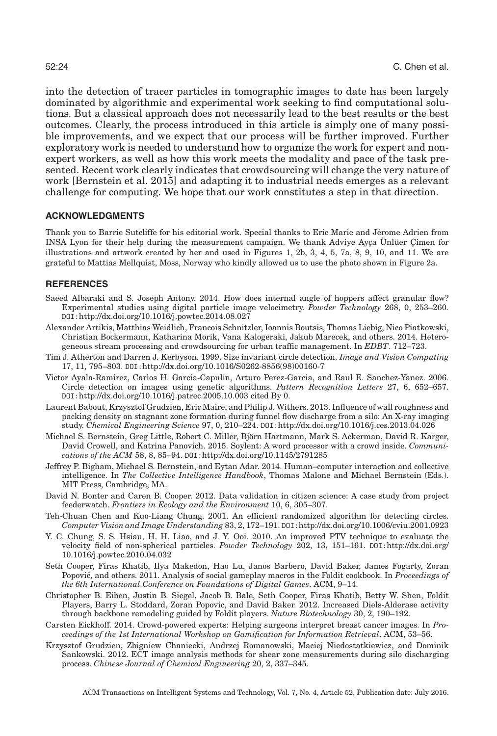into the detection of tracer particles in tomographic images to date has been largely dominated by algorithmic and experimental work seeking to find computational solutions. But a classical approach does not necessarily lead to the best results or the best outcomes. Clearly, the process introduced in this article is simply one of many possible improvements, and we expect that our process will be further improved. Further exploratory work is needed to understand how to organize the work for expert and non-expert workers, as well as how this work meets the modality and pace of the task presented. Recent work clearly indicates that crowdsourcing will change the very nature of work [Bernstein et al. 2015] and adapting it to industrial needs emerges as a relevant challenge for computing. We hope that our work constitutes a step in that direction.

## ACKNOWLEDGMENTS

Thank you to Barrie Sutcliffe for his editorial work. Special thanks to Eric Marie and Jérome Adrien from INSA Lyon for their help during the measurement campaign. We thank Adviye Ayça Ünlüer Çimen for illustrations and artwork created by her and used in Figures 1, 2b, 3, 4, 5, 7a, 8, 9, 10, and 11. We are grateful to Mattias Mellquist, Moss, Norway who kindly allowed us to use the photo shown in Figure 2a.

## REFERENCES

Saeed Albaraki and S. Joseph Antony. 2014. How does internal angle of hoppers affect granular flow? Experimental studies using digital particle image velocimetry. *Powder Technology* 268, 0, 253–260. DOI:http://dx.doi.org/10.1016/j.powtec.2014.08.027

Alexander Artikis, Matthias Weidlich, Francois Schnitzler, Ioannis Boutsis, Thomas Liebig, Nico Piatkowski, Christian Bockermann, Katharina Morik, Vana Kalogeraki, Jakub Marecek, and others. 2014. Heterogeneous stream processing and crowdsourcing for urban traffic management. In *EDBT*. 712–723.

Tim J. Atherton and Darren J. Kerbyson. 1999. Size invariant circle detection. *Image and Vision Computing* 17, 11, 795–803. DOI:http://dx.doi.org/10.1016/S0262-8856(98)00160-7

Victor Ayala-Ramirez, Carlos H. Garcia-Capulin, Arturo Perez-Garcia, and Raul E. Sanchez-Yanez. 2006. Circle detection on images using genetic algorithms. *Pattern Recognition Letters* 27, 6, 652–657. DOI:http://dx.doi.org/10.1016/j.patrec.2005.10.003 cited By 0.

Laurent Babout, Krzysztof Grudzien, Eric Maire, and Philip J. Withers. 2013. Influence of wall roughness and packing density on stagnant zone formation during funnel flow discharge from a silo: An X-ray imaging study. *Chemical Engineering Science* 97, 0, 210–224. DOI:http://dx.doi.org/10.1016/j.ces.2013.04.026

Michael S. Bernstein, Greg Little, Robert C. Miller, Björn Hartmann, Mark S. Ackerman, David R. Karger, David Crowell, and Katrina Panovich. 2015. Soylent: A word processor with a crowd inside. *Communications of the ACM* 58, 8, 85–94. DOI:http://dx.doi.org/10.1145/2791285

Jeffrey P. Bigham, Michael S. Bernstein, and Eytan Adar. 2014. Human–computer interaction and collective intelligence. In *The Collective Intelligence Handbook*, Thomas Malone and Michael Bernstein (Eds.). MIT Press, Cambridge, MA.

David N. Bonter and Caren B. Cooper. 2012. Data validation in citizen science: A case study from project feederwatch. *Frontiers in Ecology and the Environment* 10, 6, 305–307.

Teh-Chuan Chen and Kuo-Liang Chung. 2001. An efficient randomized algorithm for detecting circles. *Computer Vision and Image Understanding* 83, 2, 172–191. DOI:http://dx.doi.org/10.1006/cviu.2001.0923

Y. C. Chung, S. S. Hsiau, H. H. Liao, and J. Y. Ooi. 2010. An improved PTV technique to evaluate the velocity field of non-spherical particles. *Powder Technology* 202, 13, 151–161. DOI:http://dx.doi.org/10.1016/j.powtec.2010.04.032

Seth Cooper, Firas Khatib, Ilya Makedon, Hao Lu, Janos Barbero, David Baker, James Fogarty, Zoran Popović, and others. 2011. Analysis of social gameplay macros in the Foldit cookbook. In *Proceedings of the 6th International Conference on Foundations of Digital Games*. ACM, 9–14.

Christopher B. Eiben, Justin B. Siegel, Jacob B. Bale, Seth Cooper, Firas Khatib, Betty W. Shen, Foldit Players, Barry L. Stoddard, Zoran Popovic, and David Baker. 2012. Increased Diels-Alderase activity through backbone remodeling guided by Foldit players. *Nature Biotechnology* 30, 2, 190–192.

Carsten Eickhoff. 2014. Crowd-powered experts: Helping surgeons interpret breast cancer images. In *Proceedings of the 1st International Workshop on Gamification for Information Retrieval*. ACM, 53–56.

Krzysztof Grudzien, Zbigniew Chaniecki, Andrzej Romanowski, Maciej Niedostatkiewicz, and Dominik Sankowski. 2012. ECT image analysis methods for shear zone measurements during silo discharging process. *Chinese Journal of Chemical Engineering* 20, 2, 337–345.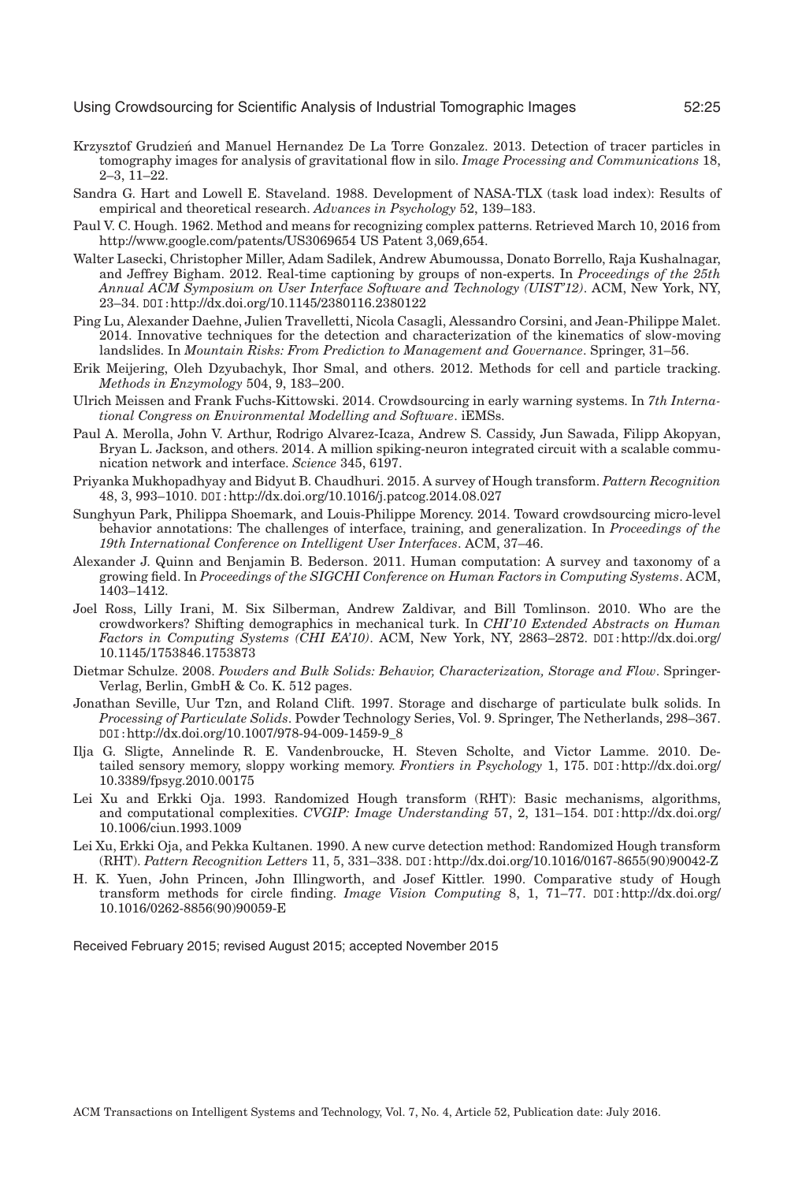Krzysztof Grudzień and Manuel Hernandez De La Torre Gonzalez. 2013. Detection of tracer particles in tomography images for analysis of gravitational flow in silo. *Image Processing and Communications* 18, 2–3, 11–22.

Sandra G. Hart and Lowell E. Staveland. 1988. Development of NASA-TLX (task load index): Results of empirical and theoretical research. *Advances in Psychology* 52, 139–183.

Paul V. C. Hough. 1962. Method and means for recognizing complex patterns. Retrieved March 10, 2016 from http://www.google.com/patents/US3069654 US Patent 3,069,654.

Walter Lasecki, Christopher Miller, Adam Sadilek, Andrew Abumoussa, Donato Borrello, Raja Kushalnagar, and Jeffrey Bigham. 2012. Real-time captioning by groups of non-experts. In *Proceedings of the 25th Annual ACM Symposium on User Interface Software and Technology (UIST'12)*. ACM, New York, NY, 23–34. DOI:http://dx.doi.org/10.1145/2380116.2380122

Ping Lu, Alexander Daehne, Julien Travelletti, Nicola Casagli, Alessandro Corsini, and Jean-Philippe Malet. 2014. Innovative techniques for the detection and characterization of the kinematics of slow-moving landslides. In *Mountain Risks: From Prediction to Management and Governance*. Springer, 31–56.

Erik Meijering, Oleh Dzyubachyk, Ihor Smal, and others. 2012. Methods for cell and particle tracking. *Methods in Enzymology* 504, 9, 183–200.

Ulrich Meissen and Frank Fuchs-Kittowski. 2014. Crowdsourcing in early warning systems. In *7th International Congress on Environmental Modelling and Software*. iEMSs.

Paul A. Merolla, John V. Arthur, Rodrigo Alvarez-Icaza, Andrew S. Cassidy, Jun Sawada, Filipp Akopyan, Bryan L. Jackson, and others. 2014. A million spiking-neuron integrated circuit with a scalable communication network and interface. *Science* 345, 6197.

Priyanka Mukhopadhyay and Bidyut B. Chaudhuri. 2015. A survey of Hough transform. *Pattern Recognition* 48, 3, 993–1010. DOI:http://dx.doi.org/10.1016/j.patcog.2014.08.027

Sunghyun Park, Philippa Shoemark, and Louis-Philippe Morency. 2014. Toward crowdsourcing micro-level behavior annotations: The challenges of interface, training, and generalization. In *Proceedings of the 19th International Conference on Intelligent User Interfaces*. ACM, 37–46.

Alexander J. Quinn and Benjamin B. Bederson. 2011. Human computation: A survey and taxonomy of a growing field. In *Proceedings of the SIGCHI Conference on Human Factors in Computing Systems*. ACM, 1403–1412.

Joel Ross, Lilly Irani, M. Six Silberman, Andrew Zaldivar, and Bill Tomlinson. 2010. Who are the crowdworkers? Shifting demographics in mechanical turk. In *CHI'10 Extended Abstracts on Human Factors in Computing Systems (CHI EA'10)*. ACM, New York, NY, 2863–2872. DOI:http://dx.doi.org/10.1145/1753846.1753873

Dietmar Schulze. 2008. *Powders and Bulk Solids: Behavior, Characterization, Storage and Flow*. Springer-Verlag, Berlin, GmbH & Co. K. 512 pages.

Jonathan Seville, Uur Tzn, and Roland Clift. 1997. Storage and discharge of particulate bulk solids. In *Processing of Particulate Solids*. Powder Technology Series, Vol. 9. Springer, The Netherlands, 298–367. DOI:http://dx.doi.org/10.1007/978-94-009-1459-9_8

Ilja G. Sligte, Annelinde R. E. Vandenbroucke, H. Steven Scholte, and Victor Lamme. 2010. Detailed sensory memory, sloppy working memory. *Frontiers in Psychology* 1, 175. DOI:http://dx.doi.org/10.3389/fpsyg.2010.00175

Lei Xu and Erkki Oja. 1993. Randomized Hough transform (RHT): Basic mechanisms, algorithms, and computational complexities. *CVGIP: Image Understanding* 57, 2, 131–154. DOI:http://dx.doi.org/10.1006/ciun.1993.1009

Lei Xu, Erkki Oja, and Pekka Kultanen. 1990. A new curve detection method: Randomized Hough transform (RHT). *Pattern Recognition Letters* 11, 5, 331–338. DOI:http://dx.doi.org/10.1016/0167-8655(90)90042-Z

H. K. Yuen, John Princen, John Illingworth, and Josef Kittler. 1990. Comparative study of Hough transform methods for circle finding. *Image Vision Computing* 8, 1, 71–77. DOI:http://dx.doi.org/10.1016/0262-8856(90)90059-E

Received February 2015; revised August 2015; accepted November 2015